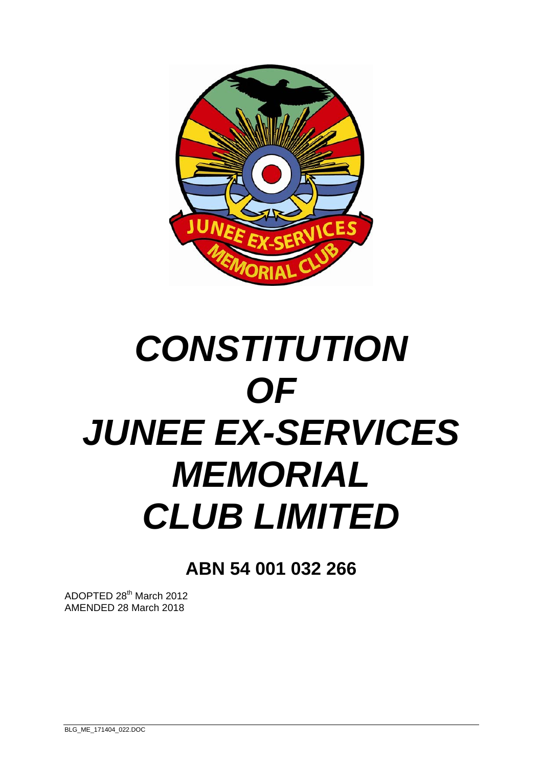# *CONSTITUTION OF JUNEE EX-SERVICES MEMORIAL CLUB LIMITED*

**ABN 54 001 032 266**

ADOPTED 28th March 2012
AMENDED 28 March 2018

BLG_ME_171404_022.DOC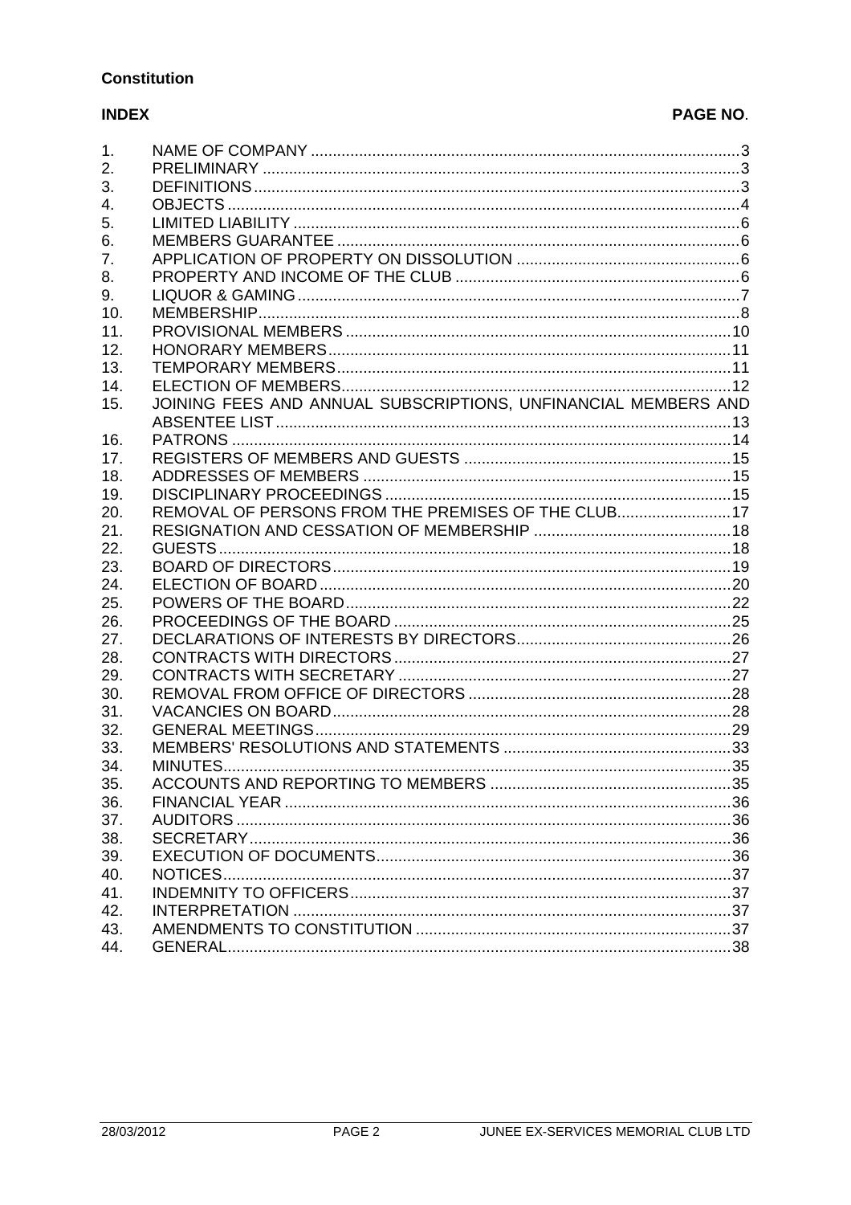**Constitution**

| **INDEX** | | **PAGE NO.** |
|---|---|---|
| 1. | NAME OF COMPANY | 3 |
| 2. | PRELIMINARY | 3 |
| 3. | DEFINITIONS | 3 |
| 4. | OBJECTS | 4 |
| 5. | LIMITED LIABILITY | 6 |
| 6. | MEMBERS GUARANTEE | 6 |
| 7. | APPLICATION OF PROPERTY ON DISSOLUTION | 6 |
| 8. | PROPERTY AND INCOME OF THE CLUB | 6 |
| 9. | LIQUOR & GAMING | 7 |
| 10. | MEMBERSHIP | 8 |
| 11. | PROVISIONAL MEMBERS | 10 |
| 12. | HONORARY MEMBERS | 11 |
| 13. | TEMPORARY MEMBERS | 11 |
| 14. | ELECTION OF MEMBERS | 12 |
| 15. | JOINING FEES AND ANNUAL SUBSCRIPTIONS, UNFINANCIAL MEMBERS AND ABSENTEE LIST | 13 |
| 16. | PATRONS | 14 |
| 17. | REGISTERS OF MEMBERS AND GUESTS | 15 |
| 18. | ADDRESSES OF MEMBERS | 15 |
| 19. | DISCIPLINARY PROCEEDINGS | 15 |
| 20. | REMOVAL OF PERSONS FROM THE PREMISES OF THE CLUB | 17 |
| 21. | RESIGNATION AND CESSATION OF MEMBERSHIP | 18 |
| 22. | GUESTS | 18 |
| 23. | BOARD OF DIRECTORS | 19 |
| 24. | ELECTION OF BOARD | 20 |
| 25. | POWERS OF THE BOARD | 22 |
| 26. | PROCEEDINGS OF THE BOARD | 25 |
| 27. | DECLARATIONS OF INTERESTS BY DIRECTORS | 26 |
| 28. | CONTRACTS WITH DIRECTORS | 27 |
| 29. | CONTRACTS WITH SECRETARY | 27 |
| 30. | REMOVAL FROM OFFICE OF DIRECTORS | 28 |
| 31. | VACANCIES ON BOARD | 28 |
| 32. | GENERAL MEETINGS | 29 |
| 33. | MEMBERS' RESOLUTIONS AND STATEMENTS | 33 |
| 34. | MINUTES | 35 |
| 35. | ACCOUNTS AND REPORTING TO MEMBERS | 35 |
| 36. | FINANCIAL YEAR | 36 |
| 37. | AUDITORS | 36 |
| 38. | SECRETARY | 36 |
| 39. | EXECUTION OF DOCUMENTS | 36 |
| 40. | NOTICES | 37 |
| 41. | INDEMNITY TO OFFICERS | 37 |
| 42. | INTERPRETATION | 37 |
| 43. | AMENDMENTS TO CONSTITUTION | 37 |
| 44. | GENERAL | 38 |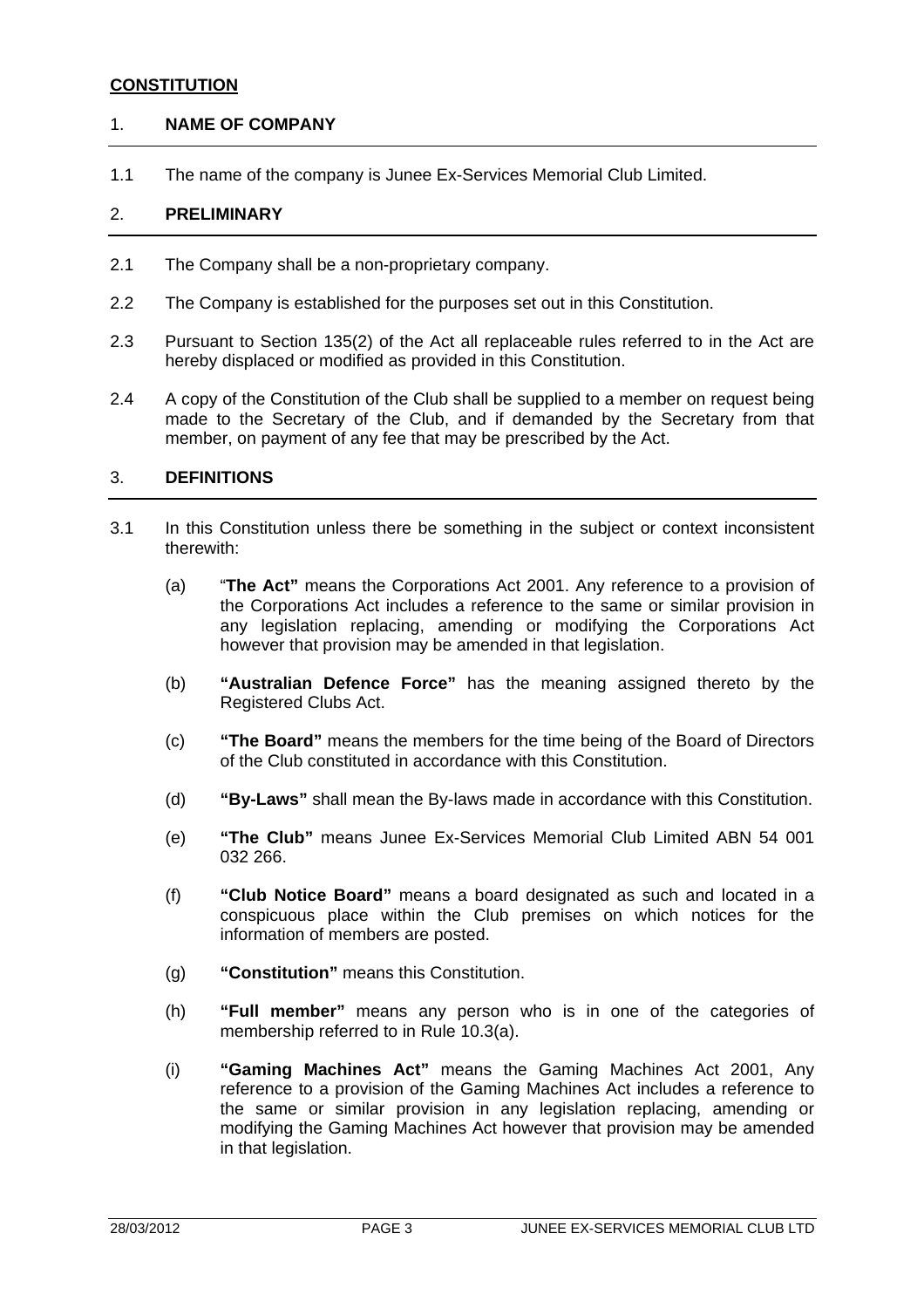**CONSTITUTION**

## 1. NAME OF COMPANY

1.1 The name of the company is Junee Ex-Services Memorial Club Limited.

## 2. PRELIMINARY

2.1 The Company shall be a non-proprietary company.

2.2 The Company is established for the purposes set out in this Constitution.

2.3 Pursuant to Section 135(2) of the Act all replaceable rules referred to in the Act are hereby displaced or modified as provided in this Constitution.

2.4 A copy of the Constitution of the Club shall be supplied to a member on request being made to the Secretary of the Club, and if demanded by the Secretary from that member, on payment of any fee that may be prescribed by the Act.

## 3. DEFINITIONS

3.1 In this Constitution unless there be something in the subject or context inconsistent therewith:

(a) "**The Act"** means the Corporations Act 2001. Any reference to a provision of the Corporations Act includes a reference to the same or similar provision in any legislation replacing, amending or modifying the Corporations Act however that provision may be amended in that legislation.

(b) **"Australian Defence Force"** has the meaning assigned thereto by the Registered Clubs Act.

(c) **"The Board"** means the members for the time being of the Board of Directors of the Club constituted in accordance with this Constitution.

(d) **"By-Laws"** shall mean the By-laws made in accordance with this Constitution.

(e) **"The Club"** means Junee Ex-Services Memorial Club Limited ABN 54 001 032 266.

(f) **"Club Notice Board"** means a board designated as such and located in a conspicuous place within the Club premises on which notices for the information of members are posted.

(g) **"Constitution"** means this Constitution.

(h) **"Full member"** means any person who is in one of the categories of membership referred to in Rule 10.3(a).

(i) **"Gaming Machines Act"** means the Gaming Machines Act 2001, Any reference to a provision of the Gaming Machines Act includes a reference to the same or similar provision in any legislation replacing, amending or modifying the Gaming Machines Act however that provision may be amended in that legislation.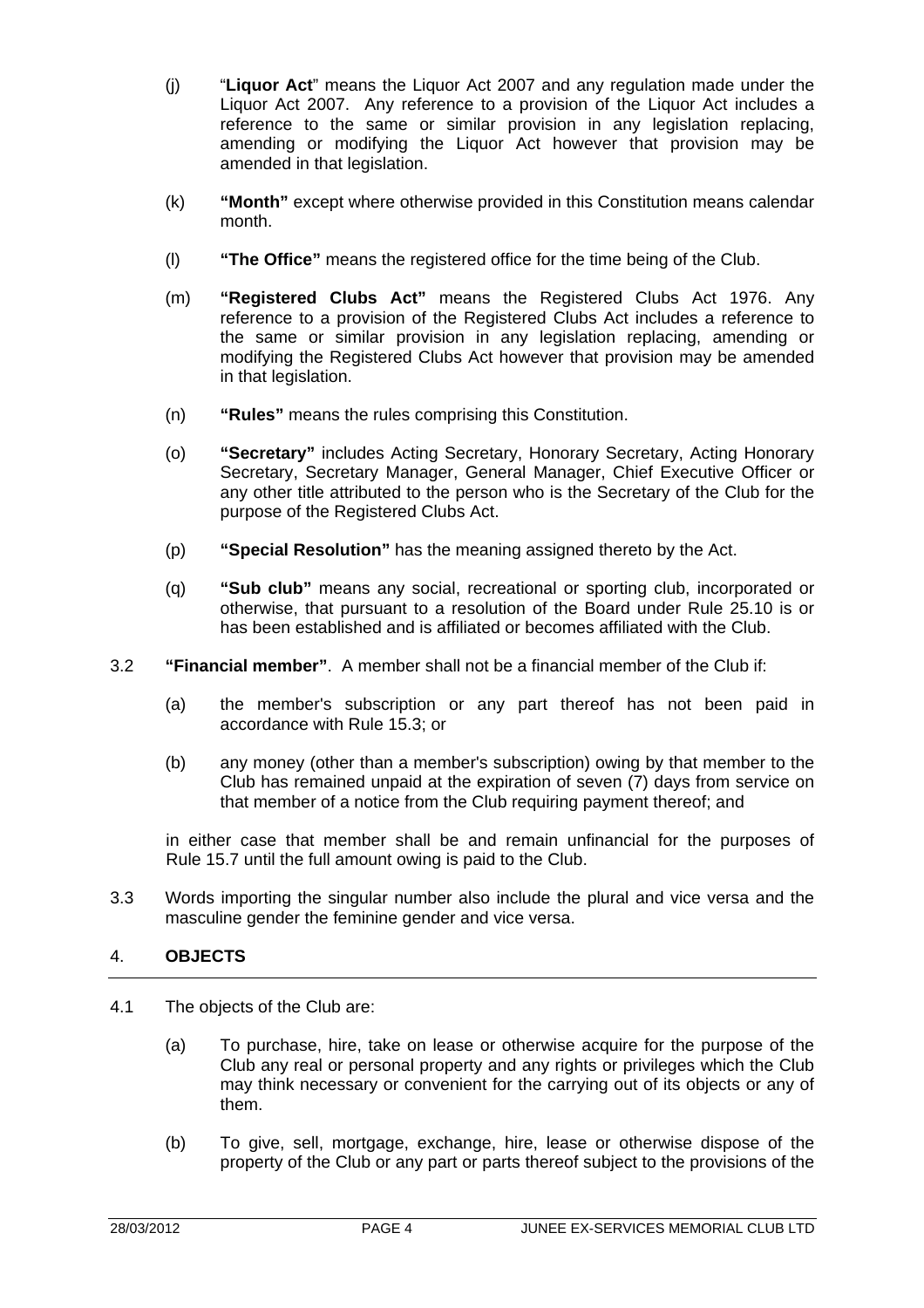(j) "**Liquor Act**" means the Liquor Act 2007 and any regulation made under the Liquor Act 2007. Any reference to a provision of the Liquor Act includes a reference to the same or similar provision in any legislation replacing, amending or modifying the Liquor Act however that provision may be amended in that legislation.

(k) **"Month"** except where otherwise provided in this Constitution means calendar month.

(l) **"The Office"** means the registered office for the time being of the Club.

(m) **"Registered Clubs Act"** means the Registered Clubs Act 1976. Any reference to a provision of the Registered Clubs Act includes a reference to the same or similar provision in any legislation replacing, amending or modifying the Registered Clubs Act however that provision may be amended in that legislation.

(n) **"Rules"** means the rules comprising this Constitution.

(o) **"Secretary"** includes Acting Secretary, Honorary Secretary, Acting Honorary Secretary, Secretary Manager, General Manager, Chief Executive Officer or any other title attributed to the person who is the Secretary of the Club for the purpose of the Registered Clubs Act.

(p) **"Special Resolution"** has the meaning assigned thereto by the Act.

(q) **"Sub club"** means any social, recreational or sporting club, incorporated or otherwise, that pursuant to a resolution of the Board under Rule 25.10 is or has been established and is affiliated or becomes affiliated with the Club.

3.2 **"Financial member"**. A member shall not be a financial member of the Club if:

(a) the member's subscription or any part thereof has not been paid in accordance with Rule 15.3; or

(b) any money (other than a member's subscription) owing by that member to the Club has remained unpaid at the expiration of seven (7) days from service on that member of a notice from the Club requiring payment thereof; and

in either case that member shall be and remain unfinancial for the purposes of Rule 15.7 until the full amount owing is paid to the Club.

3.3 Words importing the singular number also include the plural and vice versa and the masculine gender the feminine gender and vice versa.

## 4. OBJECTS

4.1 The objects of the Club are:

(a) To purchase, hire, take on lease or otherwise acquire for the purpose of the Club any real or personal property and any rights or privileges which the Club may think necessary or convenient for the carrying out of its objects or any of them.

(b) To give, sell, mortgage, exchange, hire, lease or otherwise dispose of the property of the Club or any part or parts thereof subject to the provisions of the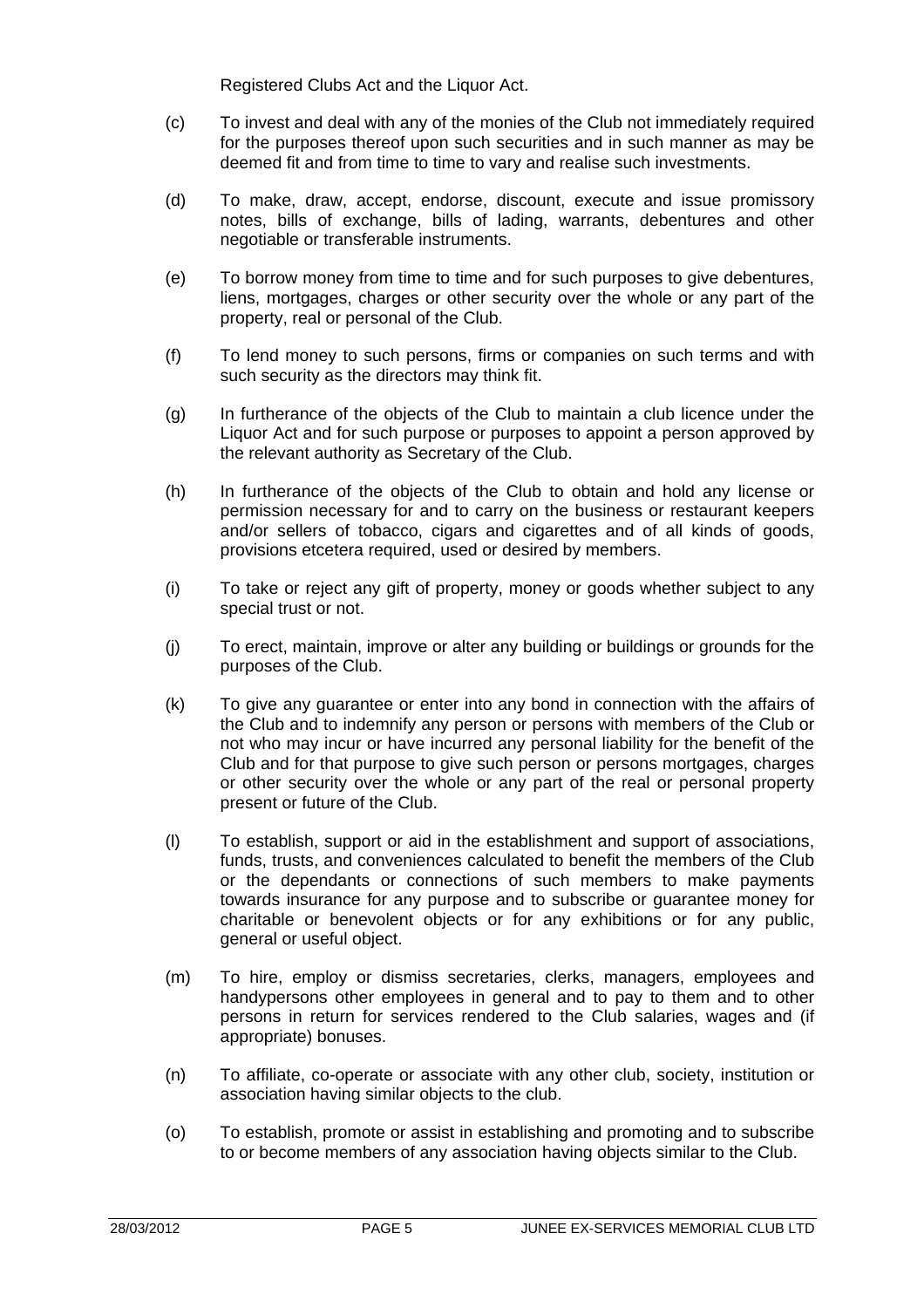Registered Clubs Act and the Liquor Act.

(c) To invest and deal with any of the monies of the Club not immediately required for the purposes thereof upon such securities and in such manner as may be deemed fit and from time to time to vary and realise such investments.

(d) To make, draw, accept, endorse, discount, execute and issue promissory notes, bills of exchange, bills of lading, warrants, debentures and other negotiable or transferable instruments.

(e) To borrow money from time to time and for such purposes to give debentures, liens, mortgages, charges or other security over the whole or any part of the property, real or personal of the Club.

(f) To lend money to such persons, firms or companies on such terms and with such security as the directors may think fit.

(g) In furtherance of the objects of the Club to maintain a club licence under the Liquor Act and for such purpose or purposes to appoint a person approved by the relevant authority as Secretary of the Club.

(h) In furtherance of the objects of the Club to obtain and hold any license or permission necessary for and to carry on the business or restaurant keepers and/or sellers of tobacco, cigars and cigarettes and of all kinds of goods, provisions etcetera required, used or desired by members.

(i) To take or reject any gift of property, money or goods whether subject to any special trust or not.

(j) To erect, maintain, improve or alter any building or buildings or grounds for the purposes of the Club.

(k) To give any guarantee or enter into any bond in connection with the affairs of the Club and to indemnify any person or persons with members of the Club or not who may incur or have incurred any personal liability for the benefit of the Club and for that purpose to give such person or persons mortgages, charges or other security over the whole or any part of the real or personal property present or future of the Club.

(l) To establish, support or aid in the establishment and support of associations, funds, trusts, and conveniences calculated to benefit the members of the Club or the dependants or connections of such members to make payments towards insurance for any purpose and to subscribe or guarantee money for charitable or benevolent objects or for any exhibitions or for any public, general or useful object.

(m) To hire, employ or dismiss secretaries, clerks, managers, employees and handypersons other employees in general and to pay to them and to other persons in return for services rendered to the Club salaries, wages and (if appropriate) bonuses.

(n) To affiliate, co-operate or associate with any other club, society, institution or association having similar objects to the club.

(o) To establish, promote or assist in establishing and promoting and to subscribe to or become members of any association having objects similar to the Club.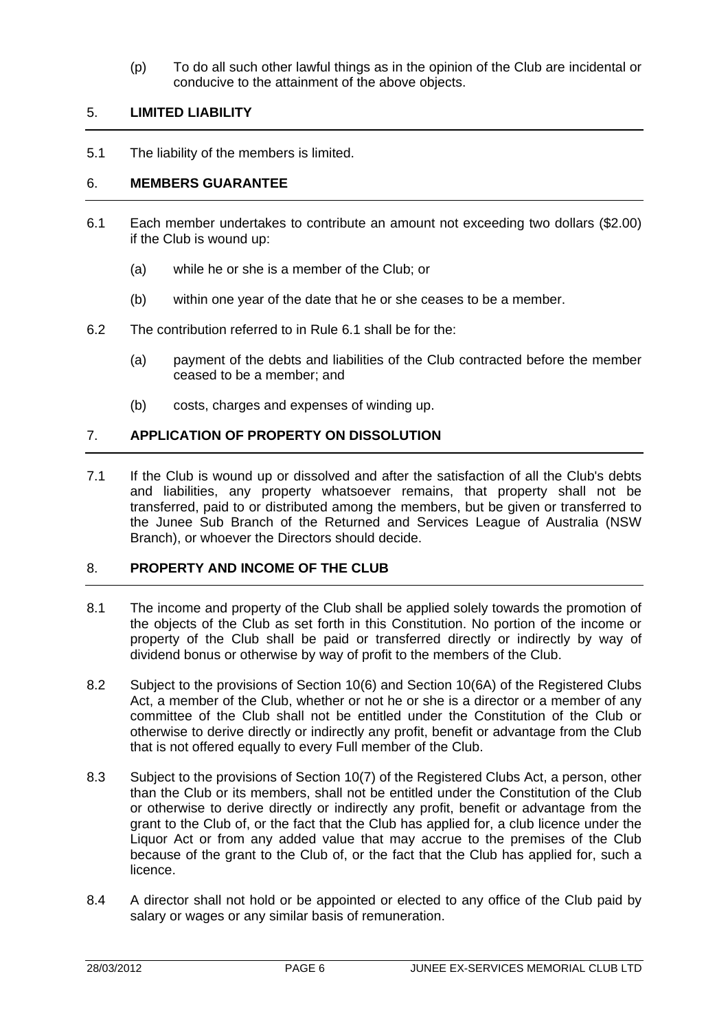(p) To do all such other lawful things as in the opinion of the Club are incidental or conducive to the attainment of the above objects.

## 5. LIMITED LIABILITY

5.1 The liability of the members is limited.

## 6. MEMBERS GUARANTEE

6.1 Each member undertakes to contribute an amount not exceeding two dollars ($2.00) if the Club is wound up:

(a) while he or she is a member of the Club; or

(b) within one year of the date that he or she ceases to be a member.

6.2 The contribution referred to in Rule 6.1 shall be for the:

(a) payment of the debts and liabilities of the Club contracted before the member ceased to be a member; and

(b) costs, charges and expenses of winding up.

## 7. APPLICATION OF PROPERTY ON DISSOLUTION

7.1 If the Club is wound up or dissolved and after the satisfaction of all the Club's debts and liabilities, any property whatsoever remains, that property shall not be transferred, paid to or distributed among the members, but be given or transferred to the Junee Sub Branch of the Returned and Services League of Australia (NSW Branch), or whoever the Directors should decide.

## 8. PROPERTY AND INCOME OF THE CLUB

8.1 The income and property of the Club shall be applied solely towards the promotion of the objects of the Club as set forth in this Constitution. No portion of the income or property of the Club shall be paid or transferred directly or indirectly by way of dividend bonus or otherwise by way of profit to the members of the Club.

8.2 Subject to the provisions of Section 10(6) and Section 10(6A) of the Registered Clubs Act, a member of the Club, whether or not he or she is a director or a member of any committee of the Club shall not be entitled under the Constitution of the Club or otherwise to derive directly or indirectly any profit, benefit or advantage from the Club that is not offered equally to every Full member of the Club.

8.3 Subject to the provisions of Section 10(7) of the Registered Clubs Act, a person, other than the Club or its members, shall not be entitled under the Constitution of the Club or otherwise to derive directly or indirectly any profit, benefit or advantage from the grant to the Club of, or the fact that the Club has applied for, a club licence under the Liquor Act or from any added value that may accrue to the premises of the Club because of the grant to the Club of, or the fact that the Club has applied for, such a licence.

8.4 A director shall not hold or be appointed or elected to any office of the Club paid by salary or wages or any similar basis of remuneration.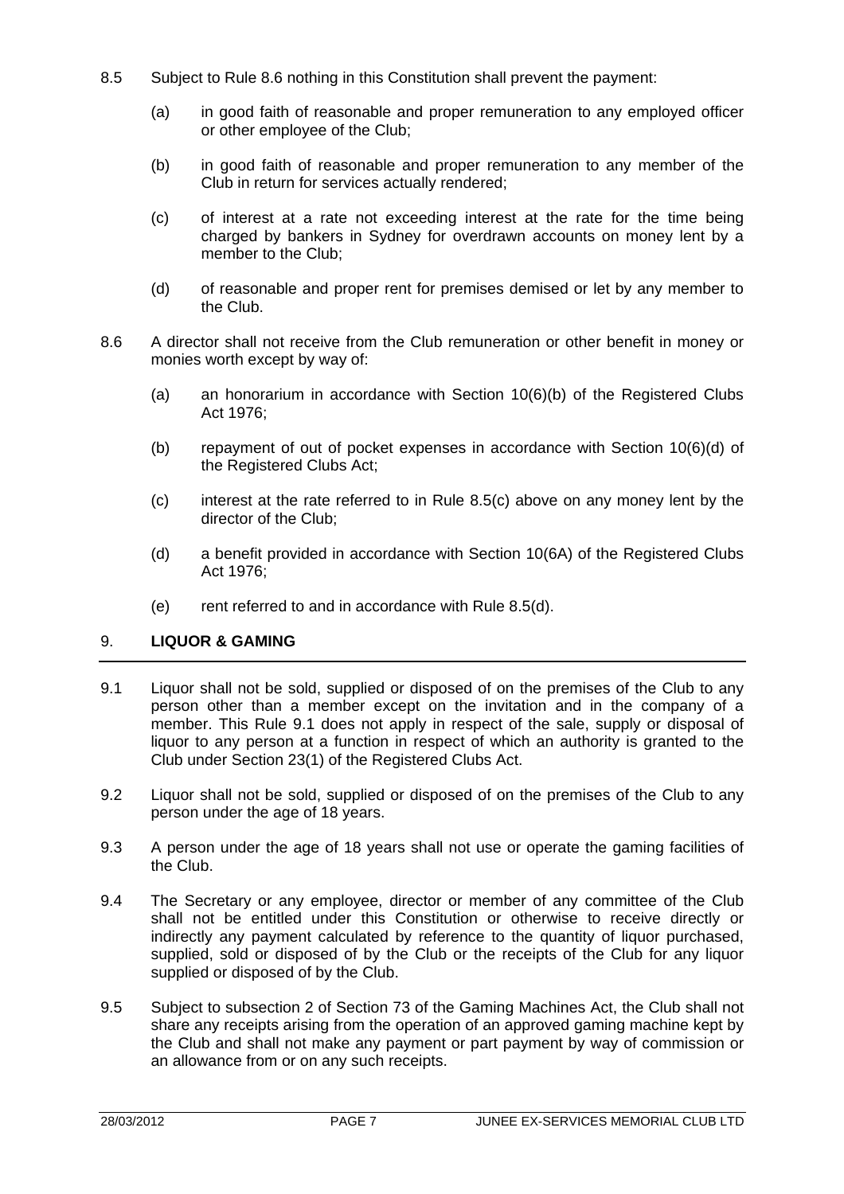8.5 Subject to Rule 8.6 nothing in this Constitution shall prevent the payment:

(a) in good faith of reasonable and proper remuneration to any employed officer or other employee of the Club;

(b) in good faith of reasonable and proper remuneration to any member of the Club in return for services actually rendered;

(c) of interest at a rate not exceeding interest at the rate for the time being charged by bankers in Sydney for overdrawn accounts on money lent by a member to the Club;

(d) of reasonable and proper rent for premises demised or let by any member to the Club.

8.6 A director shall not receive from the Club remuneration or other benefit in money or monies worth except by way of:

(a) an honorarium in accordance with Section 10(6)(b) of the Registered Clubs Act 1976;

(b) repayment of out of pocket expenses in accordance with Section 10(6)(d) of the Registered Clubs Act;

(c) interest at the rate referred to in Rule 8.5(c) above on any money lent by the director of the Club;

(d) a benefit provided in accordance with Section 10(6A) of the Registered Clubs Act 1976;

(e) rent referred to and in accordance with Rule 8.5(d).

## 9. LIQUOR & GAMING

9.1 Liquor shall not be sold, supplied or disposed of on the premises of the Club to any person other than a member except on the invitation and in the company of a member. This Rule 9.1 does not apply in respect of the sale, supply or disposal of liquor to any person at a function in respect of which an authority is granted to the Club under Section 23(1) of the Registered Clubs Act.

9.2 Liquor shall not be sold, supplied or disposed of on the premises of the Club to any person under the age of 18 years.

9.3 A person under the age of 18 years shall not use or operate the gaming facilities of the Club.

9.4 The Secretary or any employee, director or member of any committee of the Club shall not be entitled under this Constitution or otherwise to receive directly or indirectly any payment calculated by reference to the quantity of liquor purchased, supplied, sold or disposed of by the Club or the receipts of the Club for any liquor supplied or disposed of by the Club.

9.5 Subject to subsection 2 of Section 73 of the Gaming Machines Act, the Club shall not share any receipts arising from the operation of an approved gaming machine kept by the Club and shall not make any payment or part payment by way of commission or an allowance from or on any such receipts.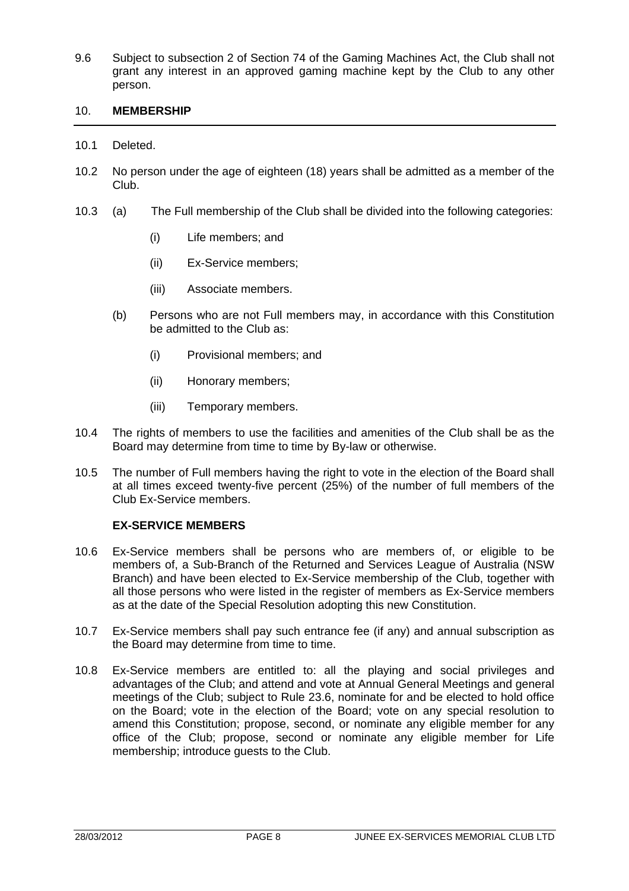9.6 Subject to subsection 2 of Section 74 of the Gaming Machines Act, the Club shall not grant any interest in an approved gaming machine kept by the Club to any other person.

## 10. MEMBERSHIP

10.1 Deleted.

10.2 No person under the age of eighteen (18) years shall be admitted as a member of the Club.

10.3 (a) The Full membership of the Club shall be divided into the following categories:

- (i) Life members; and
- (ii) Ex-Service members;
- (iii) Associate members.

(b) Persons who are not Full members may, in accordance with this Constitution be admitted to the Club as:

- (i) Provisional members; and
- (ii) Honorary members;
- (iii) Temporary members.

10.4 The rights of members to use the facilities and amenities of the Club shall be as the Board may determine from time to time by By-law or otherwise.

10.5 The number of Full members having the right to vote in the election of the Board shall at all times exceed twenty-five percent (25%) of the number of full members of the Club Ex-Service members.

### EX-SERVICE MEMBERS

10.6 Ex-Service members shall be persons who are members of, or eligible to be members of, a Sub-Branch of the Returned and Services League of Australia (NSW Branch) and have been elected to Ex-Service membership of the Club, together with all those persons who were listed in the register of members as Ex-Service members as at the date of the Special Resolution adopting this new Constitution.

10.7 Ex-Service members shall pay such entrance fee (if any) and annual subscription as the Board may determine from time to time.

10.8 Ex-Service members are entitled to: all the playing and social privileges and advantages of the Club; and attend and vote at Annual General Meetings and general meetings of the Club; subject to Rule 23.6, nominate for and be elected to hold office on the Board; vote in the election of the Board; vote on any special resolution to amend this Constitution; propose, second, or nominate any eligible member for any office of the Club; propose, second or nominate any eligible member for Life membership; introduce guests to the Club.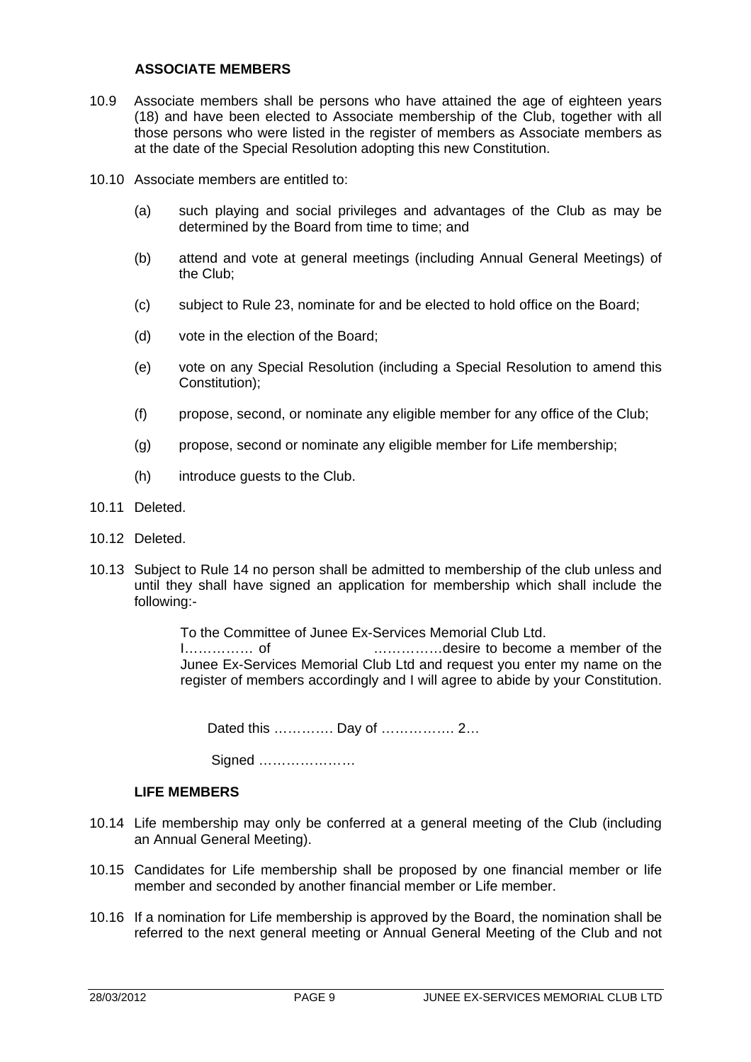### ASSOCIATE MEMBERS

10.9 Associate members shall be persons who have attained the age of eighteen years (18) and have been elected to Associate membership of the Club, together with all those persons who were listed in the register of members as Associate members as at the date of the Special Resolution adopting this new Constitution.

10.10 Associate members are entitled to:

(a) such playing and social privileges and advantages of the Club as may be determined by the Board from time to time; and

(b) attend and vote at general meetings (including Annual General Meetings) of the Club;

(c) subject to Rule 23, nominate for and be elected to hold office on the Board;

(d) vote in the election of the Board;

(e) vote on any Special Resolution (including a Special Resolution to amend this Constitution);

(f) propose, second, or nominate any eligible member for any office of the Club;

(g) propose, second or nominate any eligible member for Life membership;

(h) introduce guests to the Club.

10.11 Deleted.

10.12 Deleted.

10.13 Subject to Rule 14 no person shall be admitted to membership of the club unless and until they shall have signed an application for membership which shall include the following:-

> To the Committee of Junee Ex-Services Memorial Club Ltd.
> I…………… of …………… desire to become a member of the Junee Ex-Services Memorial Club Ltd and request you enter my name on the register of members accordingly and I will agree to abide by your Constitution.
>
> Dated this …………. Day of ……………. 2…
>
> Signed …………………

### LIFE MEMBERS

10.14 Life membership may only be conferred at a general meeting of the Club (including an Annual General Meeting).

10.15 Candidates for Life membership shall be proposed by one financial member or life member and seconded by another financial member or Life member.

10.16 If a nomination for Life membership is approved by the Board, the nomination shall be referred to the next general meeting or Annual General Meeting of the Club and not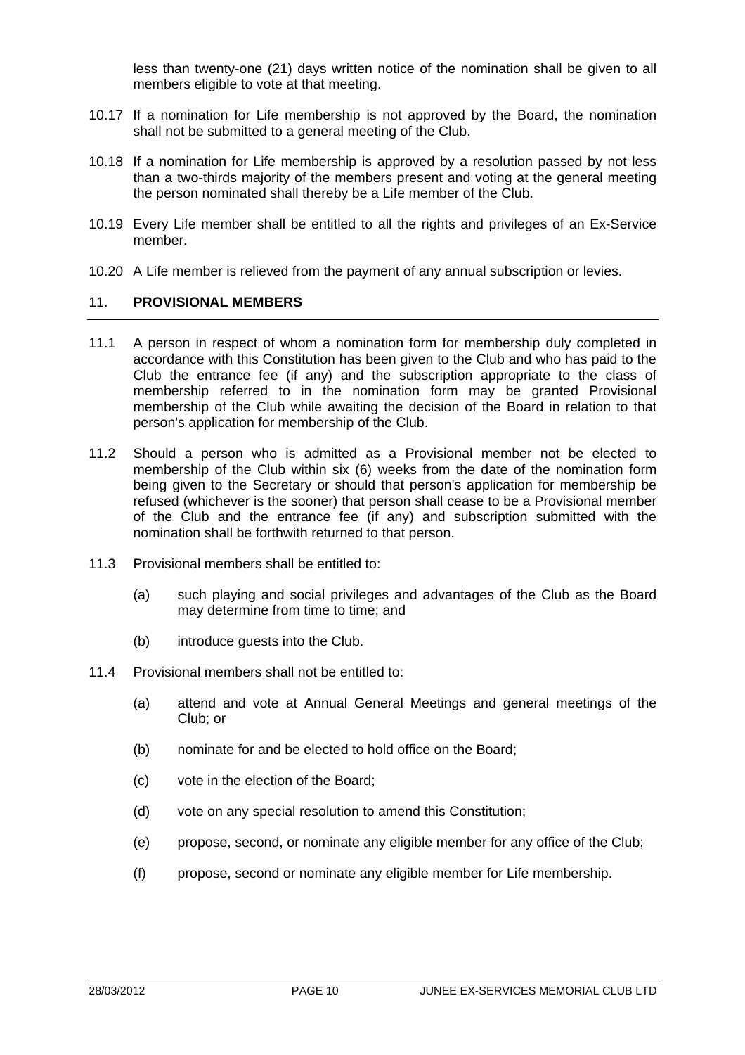less than twenty-one (21) days written notice of the nomination shall be given to all members eligible to vote at that meeting.

10.17 If a nomination for Life membership is not approved by the Board, the nomination shall not be submitted to a general meeting of the Club.

10.18 If a nomination for Life membership is approved by a resolution passed by not less than a two-thirds majority of the members present and voting at the general meeting the person nominated shall thereby be a Life member of the Club.

10.19 Every Life member shall be entitled to all the rights and privileges of an Ex-Service member.

10.20 A Life member is relieved from the payment of any annual subscription or levies.

## 11. PROVISIONAL MEMBERS

11.1 A person in respect of whom a nomination form for membership duly completed in accordance with this Constitution has been given to the Club and who has paid to the Club the entrance fee (if any) and the subscription appropriate to the class of membership referred to in the nomination form may be granted Provisional membership of the Club while awaiting the decision of the Board in relation to that person's application for membership of the Club.

11.2 Should a person who is admitted as a Provisional member not be elected to membership of the Club within six (6) weeks from the date of the nomination form being given to the Secretary or should that person's application for membership be refused (whichever is the sooner) that person shall cease to be a Provisional member of the Club and the entrance fee (if any) and subscription submitted with the nomination shall be forthwith returned to that person.

11.3 Provisional members shall be entitled to:

(a) such playing and social privileges and advantages of the Club as the Board may determine from time to time; and

(b) introduce guests into the Club.

11.4 Provisional members shall not be entitled to:

(a) attend and vote at Annual General Meetings and general meetings of the Club; or

(b) nominate for and be elected to hold office on the Board;

(c) vote in the election of the Board;

(d) vote on any special resolution to amend this Constitution;

(e) propose, second, or nominate any eligible member for any office of the Club;

(f) propose, second or nominate any eligible member for Life membership.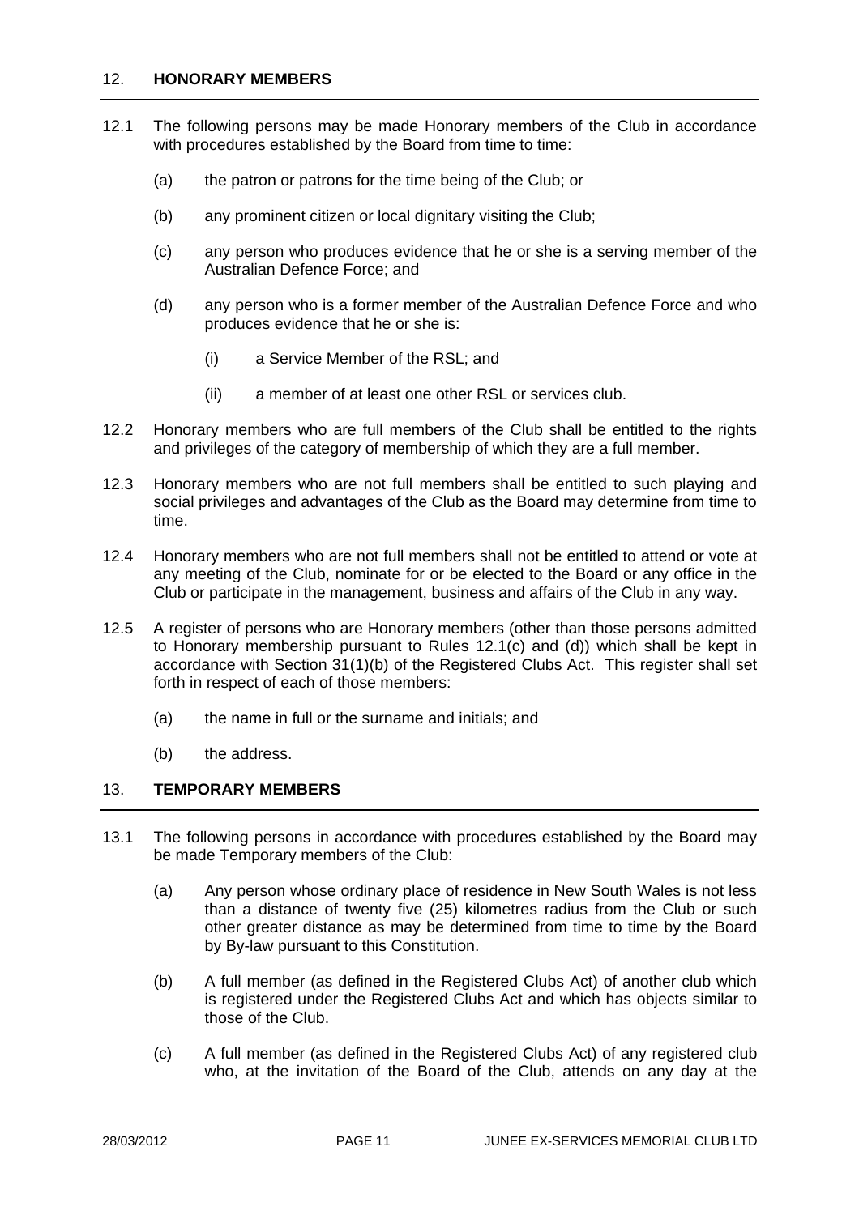## 12. HONORARY MEMBERS

12.1 The following persons may be made Honorary members of the Club in accordance with procedures established by the Board from time to time:

(a) the patron or patrons for the time being of the Club; or

(b) any prominent citizen or local dignitary visiting the Club;

(c) any person who produces evidence that he or she is a serving member of the Australian Defence Force; and

(d) any person who is a former member of the Australian Defence Force and who produces evidence that he or she is:

(i) a Service Member of the RSL; and

(ii) a member of at least one other RSL or services club.

12.2 Honorary members who are full members of the Club shall be entitled to the rights and privileges of the category of membership of which they are a full member.

12.3 Honorary members who are not full members shall be entitled to such playing and social privileges and advantages of the Club as the Board may determine from time to time.

12.4 Honorary members who are not full members shall not be entitled to attend or vote at any meeting of the Club, nominate for or be elected to the Board or any office in the Club or participate in the management, business and affairs of the Club in any way.

12.5 A register of persons who are Honorary members (other than those persons admitted to Honorary membership pursuant to Rules 12.1(c) and (d)) which shall be kept in accordance with Section 31(1)(b) of the Registered Clubs Act. This register shall set forth in respect of each of those members:

(a) the name in full or the surname and initials; and

(b) the address.

## 13. TEMPORARY MEMBERS

13.1 The following persons in accordance with procedures established by the Board may be made Temporary members of the Club:

(a) Any person whose ordinary place of residence in New South Wales is not less than a distance of twenty five (25) kilometres radius from the Club or such other greater distance as may be determined from time to time by the Board by By-law pursuant to this Constitution.

(b) A full member (as defined in the Registered Clubs Act) of another club which is registered under the Registered Clubs Act and which has objects similar to those of the Club.

(c) A full member (as defined in the Registered Clubs Act) of any registered club who, at the invitation of the Board of the Club, attends on any day at the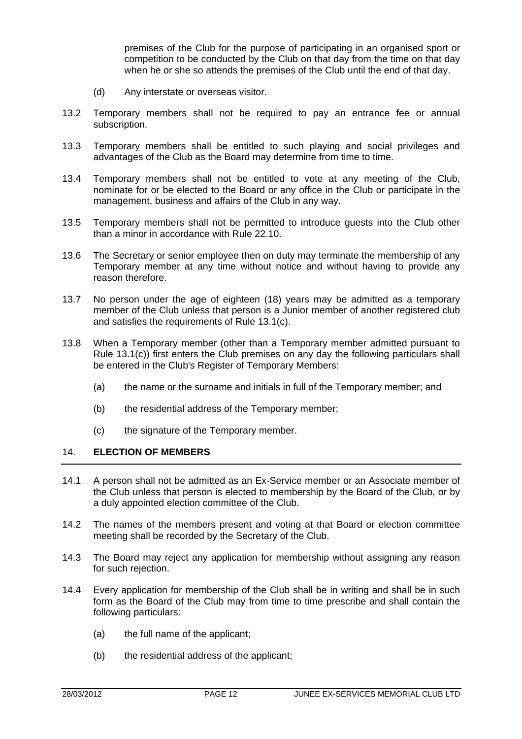premises of the Club for the purpose of participating in an organised sport or competition to be conducted by the Club on that day from the time on that day when he or she so attends the premises of the Club until the end of that day.

(d) Any interstate or overseas visitor.

13.2 Temporary members shall not be required to pay an entrance fee or annual subscription.

13.3 Temporary members shall be entitled to such playing and social privileges and advantages of the Club as the Board may determine from time to time.

13.4 Temporary members shall not be entitled to vote at any meeting of the Club, nominate for or be elected to the Board or any office in the Club or participate in the management, business and affairs of the Club in any way.

13.5 Temporary members shall not be permitted to introduce guests into the Club other than a minor in accordance with Rule 22.10.

13.6 The Secretary or senior employee then on duty may terminate the membership of any Temporary member at any time without notice and without having to provide any reason therefore.

13.7 No person under the age of eighteen (18) years may be admitted as a temporary member of the Club unless that person is a Junior member of another registered club and satisfies the requirements of Rule 13.1(c).

13.8 When a Temporary member (other than a Temporary member admitted pursuant to Rule 13.1(c)) first enters the Club premises on any day the following particulars shall be entered in the Club's Register of Temporary Members:

(a) the name or the surname and initials in full of the Temporary member; and

(b) the residential address of the Temporary member;

(c) the signature of the Temporary member.

## 14. ELECTION OF MEMBERS

14.1 A person shall not be admitted as an Ex-Service member or an Associate member of the Club unless that person is elected to membership by the Board of the Club, or by a duly appointed election committee of the Club.

14.2 The names of the members present and voting at that Board or election committee meeting shall be recorded by the Secretary of the Club.

14.3 The Board may reject any application for membership without assigning any reason for such rejection.

14.4 Every application for membership of the Club shall be in writing and shall be in such form as the Board of the Club may from time to time prescribe and shall contain the following particulars:

(a) the full name of the applicant;

(b) the residential address of the applicant;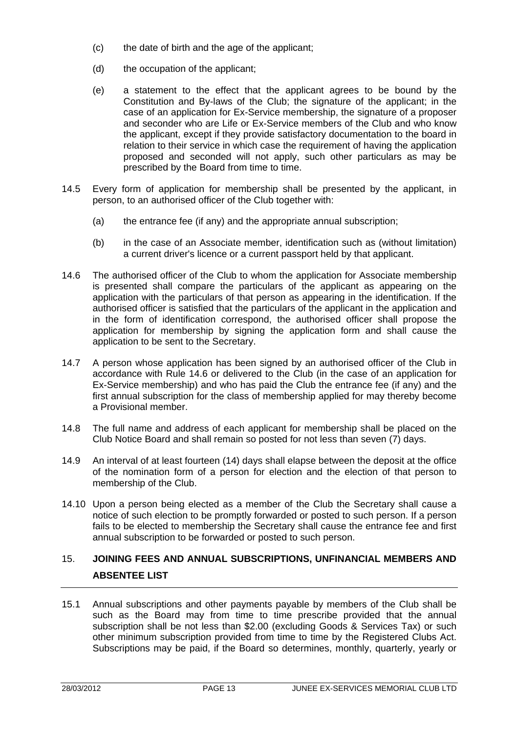(c) the date of birth and the age of the applicant;

(d) the occupation of the applicant;

(e) a statement to the effect that the applicant agrees to be bound by the Constitution and By-laws of the Club; the signature of the applicant; in the case of an application for Ex-Service membership, the signature of a proposer and seconder who are Life or Ex-Service members of the Club and who know the applicant, except if they provide satisfactory documentation to the board in relation to their service in which case the requirement of having the application proposed and seconded will not apply, such other particulars as may be prescribed by the Board from time to time.

14.5 Every form of application for membership shall be presented by the applicant, in person, to an authorised officer of the Club together with:

(a) the entrance fee (if any) and the appropriate annual subscription;

(b) in the case of an Associate member, identification such as (without limitation) a current driver's licence or a current passport held by that applicant.

14.6 The authorised officer of the Club to whom the application for Associate membership is presented shall compare the particulars of the applicant as appearing on the application with the particulars of that person as appearing in the identification. If the authorised officer is satisfied that the particulars of the applicant in the application and in the form of identification correspond, the authorised officer shall propose the application for membership by signing the application form and shall cause the application to be sent to the Secretary.

14.7 A person whose application has been signed by an authorised officer of the Club in accordance with Rule 14.6 or delivered to the Club (in the case of an application for Ex-Service membership) and who has paid the Club the entrance fee (if any) and the first annual subscription for the class of membership applied for may thereby become a Provisional member.

14.8 The full name and address of each applicant for membership shall be placed on the Club Notice Board and shall remain so posted for not less than seven (7) days.

14.9 An interval of at least fourteen (14) days shall elapse between the deposit at the office of the nomination form of a person for election and the election of that person to membership of the Club.

14.10 Upon a person being elected as a member of the Club the Secretary shall cause a notice of such election to be promptly forwarded or posted to such person. If a person fails to be elected to membership the Secretary shall cause the entrance fee and first annual subscription to be forwarded or posted to such person.

## 15. JOINING FEES AND ANNUAL SUBSCRIPTIONS, UNFINANCIAL MEMBERS AND ABSENTEE LIST

15.1 Annual subscriptions and other payments payable by members of the Club shall be such as the Board may from time to time prescribe provided that the annual subscription shall be not less than $2.00 (excluding Goods & Services Tax) or such other minimum subscription provided from time to time by the Registered Clubs Act. Subscriptions may be paid, if the Board so determines, monthly, quarterly, yearly or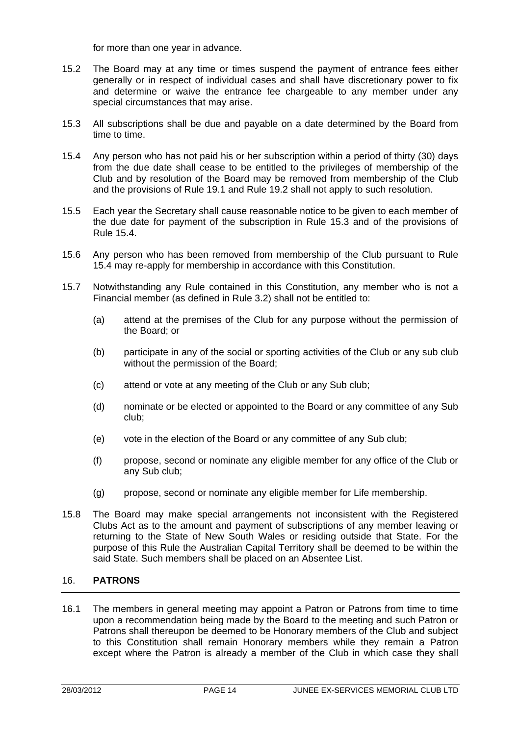for more than one year in advance.

15.2 The Board may at any time or times suspend the payment of entrance fees either generally or in respect of individual cases and shall have discretionary power to fix and determine or waive the entrance fee chargeable to any member under any special circumstances that may arise.

15.3 All subscriptions shall be due and payable on a date determined by the Board from time to time.

15.4 Any person who has not paid his or her subscription within a period of thirty (30) days from the due date shall cease to be entitled to the privileges of membership of the Club and by resolution of the Board may be removed from membership of the Club and the provisions of Rule 19.1 and Rule 19.2 shall not apply to such resolution.

15.5 Each year the Secretary shall cause reasonable notice to be given to each member of the due date for payment of the subscription in Rule 15.3 and of the provisions of Rule 15.4.

15.6 Any person who has been removed from membership of the Club pursuant to Rule 15.4 may re-apply for membership in accordance with this Constitution.

15.7 Notwithstanding any Rule contained in this Constitution, any member who is not a Financial member (as defined in Rule 3.2) shall not be entitled to:

(a) attend at the premises of the Club for any purpose without the permission of the Board; or

(b) participate in any of the social or sporting activities of the Club or any sub club without the permission of the Board;

(c) attend or vote at any meeting of the Club or any Sub club;

(d) nominate or be elected or appointed to the Board or any committee of any Sub club;

(e) vote in the election of the Board or any committee of any Sub club;

(f) propose, second or nominate any eligible member for any office of the Club or any Sub club;

(g) propose, second or nominate any eligible member for Life membership.

15.8 The Board may make special arrangements not inconsistent with the Registered Clubs Act as to the amount and payment of subscriptions of any member leaving or returning to the State of New South Wales or residing outside that State. For the purpose of this Rule the Australian Capital Territory shall be deemed to be within the said State. Such members shall be placed on an Absentee List.

## 16. PATRONS

16.1 The members in general meeting may appoint a Patron or Patrons from time to time upon a recommendation being made by the Board to the meeting and such Patron or Patrons shall thereupon be deemed to be Honorary members of the Club and subject to this Constitution shall remain Honorary members while they remain a Patron except where the Patron is already a member of the Club in which case they shall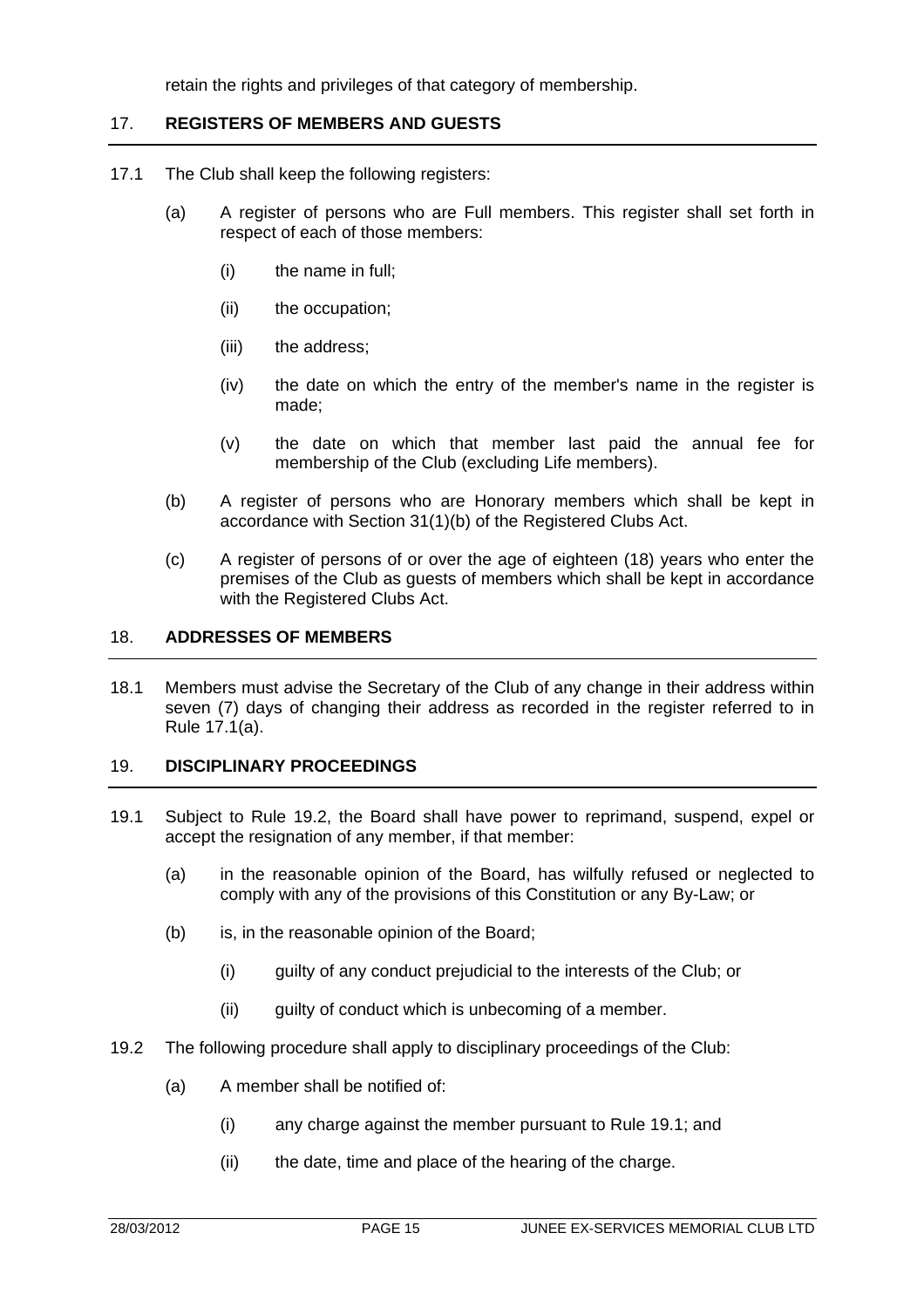retain the rights and privileges of that category of membership.

## 17. REGISTERS OF MEMBERS AND GUESTS

17.1 The Club shall keep the following registers:

(a) A register of persons who are Full members. This register shall set forth in respect of each of those members:

(i) the name in full;

(ii) the occupation;

(iii) the address;

(iv) the date on which the entry of the member's name in the register is made;

(v) the date on which that member last paid the annual fee for membership of the Club (excluding Life members).

(b) A register of persons who are Honorary members which shall be kept in accordance with Section 31(1)(b) of the Registered Clubs Act.

(c) A register of persons of or over the age of eighteen (18) years who enter the premises of the Club as guests of members which shall be kept in accordance with the Registered Clubs Act.

## 18. ADDRESSES OF MEMBERS

18.1 Members must advise the Secretary of the Club of any change in their address within seven (7) days of changing their address as recorded in the register referred to in Rule 17.1(a).

## 19. DISCIPLINARY PROCEEDINGS

19.1 Subject to Rule 19.2, the Board shall have power to reprimand, suspend, expel or accept the resignation of any member, if that member:

(a) in the reasonable opinion of the Board, has wilfully refused or neglected to comply with any of the provisions of this Constitution or any By-Law; or

(b) is, in the reasonable opinion of the Board;

(i) guilty of any conduct prejudicial to the interests of the Club; or

(ii) guilty of conduct which is unbecoming of a member.

19.2 The following procedure shall apply to disciplinary proceedings of the Club:

(a) A member shall be notified of:

(i) any charge against the member pursuant to Rule 19.1; and

(ii) the date, time and place of the hearing of the charge.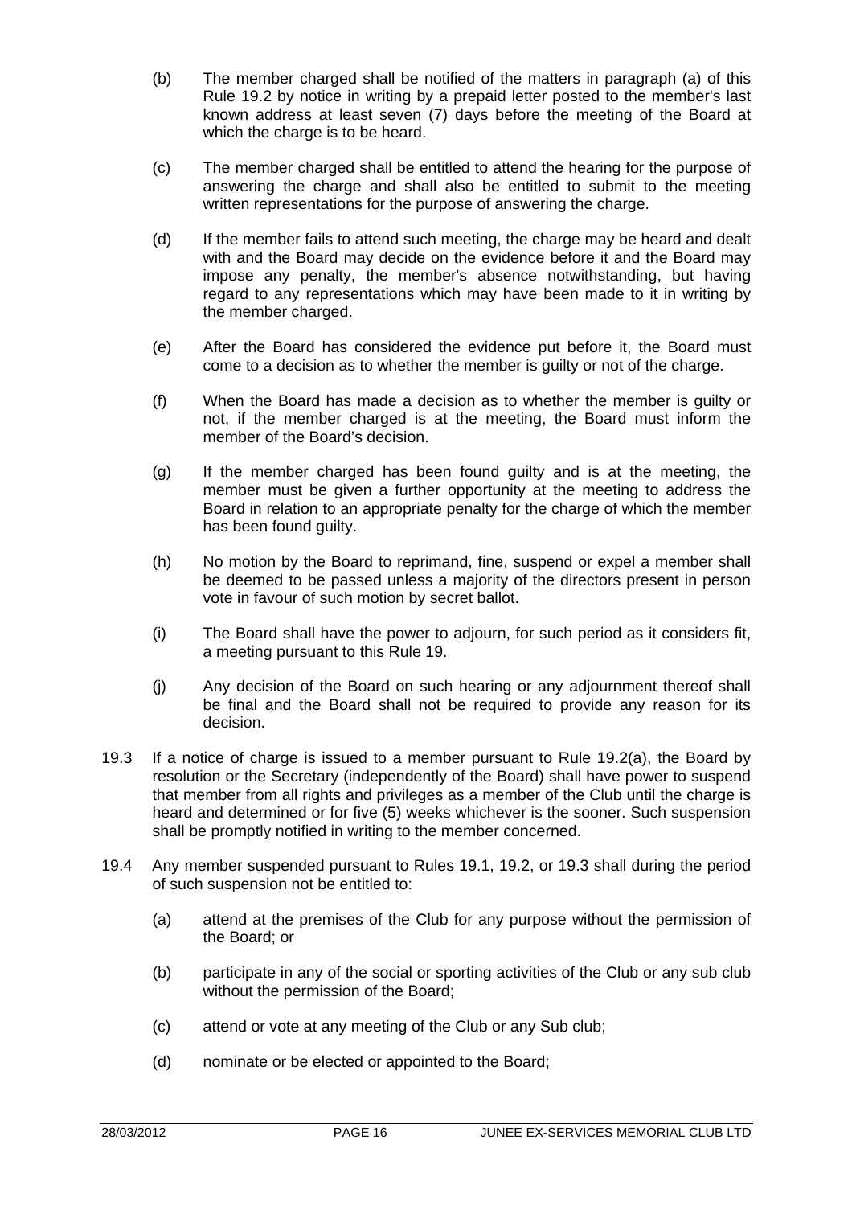(b) The member charged shall be notified of the matters in paragraph (a) of this Rule 19.2 by notice in writing by a prepaid letter posted to the member's last known address at least seven (7) days before the meeting of the Board at which the charge is to be heard.

(c) The member charged shall be entitled to attend the hearing for the purpose of answering the charge and shall also be entitled to submit to the meeting written representations for the purpose of answering the charge.

(d) If the member fails to attend such meeting, the charge may be heard and dealt with and the Board may decide on the evidence before it and the Board may impose any penalty, the member's absence notwithstanding, but having regard to any representations which may have been made to it in writing by the member charged.

(e) After the Board has considered the evidence put before it, the Board must come to a decision as to whether the member is guilty or not of the charge.

(f) When the Board has made a decision as to whether the member is guilty or not, if the member charged is at the meeting, the Board must inform the member of the Board's decision.

(g) If the member charged has been found guilty and is at the meeting, the member must be given a further opportunity at the meeting to address the Board in relation to an appropriate penalty for the charge of which the member has been found guilty.

(h) No motion by the Board to reprimand, fine, suspend or expel a member shall be deemed to be passed unless a majority of the directors present in person vote in favour of such motion by secret ballot.

(i) The Board shall have the power to adjourn, for such period as it considers fit, a meeting pursuant to this Rule 19.

(j) Any decision of the Board on such hearing or any adjournment thereof shall be final and the Board shall not be required to provide any reason for its decision.

19.3 If a notice of charge is issued to a member pursuant to Rule 19.2(a), the Board by resolution or the Secretary (independently of the Board) shall have power to suspend that member from all rights and privileges as a member of the Club until the charge is heard and determined or for five (5) weeks whichever is the sooner. Such suspension shall be promptly notified in writing to the member concerned.

19.4 Any member suspended pursuant to Rules 19.1, 19.2, or 19.3 shall during the period of such suspension not be entitled to:

(a) attend at the premises of the Club for any purpose without the permission of the Board; or

(b) participate in any of the social or sporting activities of the Club or any sub club without the permission of the Board;

(c) attend or vote at any meeting of the Club or any Sub club;

(d) nominate or be elected or appointed to the Board;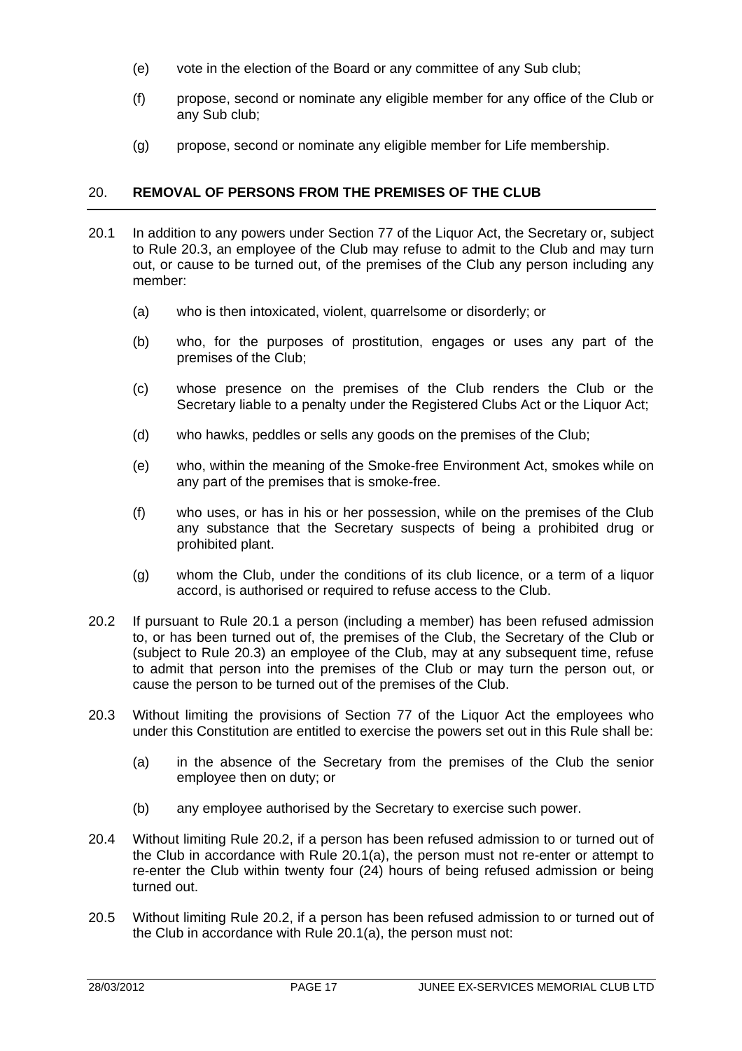(e) vote in the election of the Board or any committee of any Sub club;

(f) propose, second or nominate any eligible member for any office of the Club or any Sub club;

(g) propose, second or nominate any eligible member for Life membership.

## 20. REMOVAL OF PERSONS FROM THE PREMISES OF THE CLUB

20.1 In addition to any powers under Section 77 of the Liquor Act, the Secretary or, subject to Rule 20.3, an employee of the Club may refuse to admit to the Club and may turn out, or cause to be turned out, of the premises of the Club any person including any member:

(a) who is then intoxicated, violent, quarrelsome or disorderly; or

(b) who, for the purposes of prostitution, engages or uses any part of the premises of the Club;

(c) whose presence on the premises of the Club renders the Club or the Secretary liable to a penalty under the Registered Clubs Act or the Liquor Act;

(d) who hawks, peddles or sells any goods on the premises of the Club;

(e) who, within the meaning of the Smoke-free Environment Act, smokes while on any part of the premises that is smoke-free.

(f) who uses, or has in his or her possession, while on the premises of the Club any substance that the Secretary suspects of being a prohibited drug or prohibited plant.

(g) whom the Club, under the conditions of its club licence, or a term of a liquor accord, is authorised or required to refuse access to the Club.

20.2 If pursuant to Rule 20.1 a person (including a member) has been refused admission to, or has been turned out of, the premises of the Club, the Secretary of the Club or (subject to Rule 20.3) an employee of the Club, may at any subsequent time, refuse to admit that person into the premises of the Club or may turn the person out, or cause the person to be turned out of the premises of the Club.

20.3 Without limiting the provisions of Section 77 of the Liquor Act the employees who under this Constitution are entitled to exercise the powers set out in this Rule shall be:

(a) in the absence of the Secretary from the premises of the Club the senior employee then on duty; or

(b) any employee authorised by the Secretary to exercise such power.

20.4 Without limiting Rule 20.2, if a person has been refused admission to or turned out of the Club in accordance with Rule 20.1(a), the person must not re-enter or attempt to re-enter the Club within twenty four (24) hours of being refused admission or being turned out.

20.5 Without limiting Rule 20.2, if a person has been refused admission to or turned out of the Club in accordance with Rule 20.1(a), the person must not: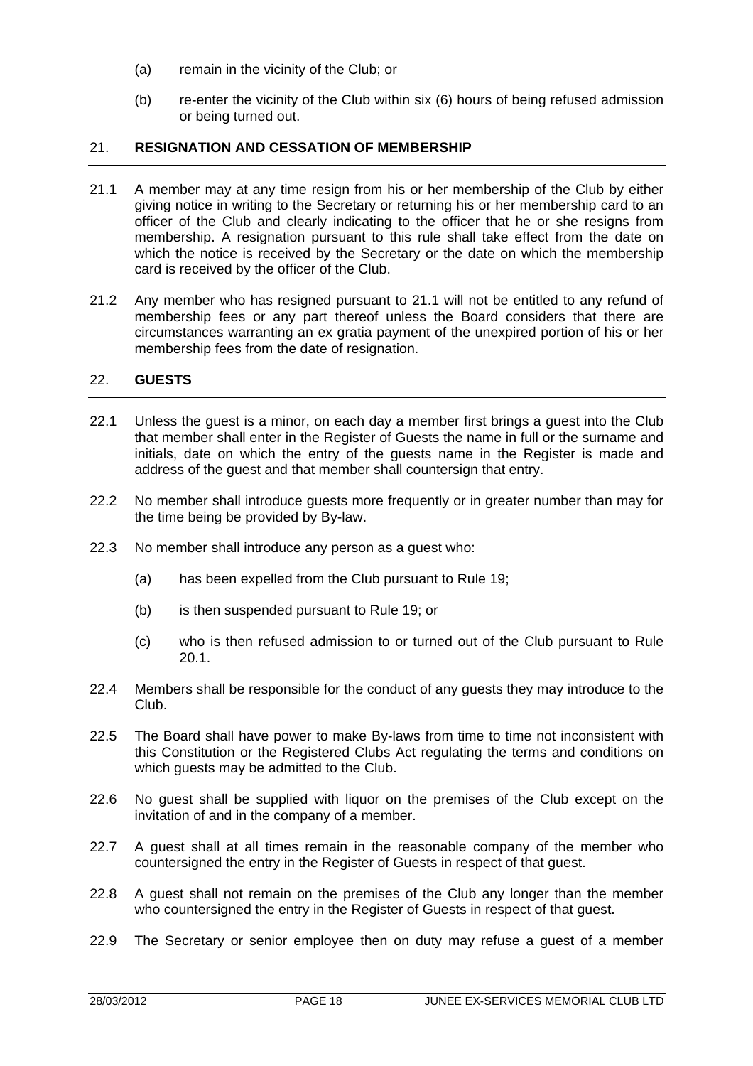(a) remain in the vicinity of the Club; or

(b) re-enter the vicinity of the Club within six (6) hours of being refused admission or being turned out.

## 21. RESIGNATION AND CESSATION OF MEMBERSHIP

21.1 A member may at any time resign from his or her membership of the Club by either giving notice in writing to the Secretary or returning his or her membership card to an officer of the Club and clearly indicating to the officer that he or she resigns from membership. A resignation pursuant to this rule shall take effect from the date on which the notice is received by the Secretary or the date on which the membership card is received by the officer of the Club.

21.2 Any member who has resigned pursuant to 21.1 will not be entitled to any refund of membership fees or any part thereof unless the Board considers that there are circumstances warranting an ex gratia payment of the unexpired portion of his or her membership fees from the date of resignation.

## 22. GUESTS

22.1 Unless the guest is a minor, on each day a member first brings a guest into the Club that member shall enter in the Register of Guests the name in full or the surname and initials, date on which the entry of the guests name in the Register is made and address of the guest and that member shall countersign that entry.

22.2 No member shall introduce guests more frequently or in greater number than may for the time being be provided by By-law.

22.3 No member shall introduce any person as a guest who:

(a) has been expelled from the Club pursuant to Rule 19;

(b) is then suspended pursuant to Rule 19; or

(c) who is then refused admission to or turned out of the Club pursuant to Rule 20.1.

22.4 Members shall be responsible for the conduct of any guests they may introduce to the Club.

22.5 The Board shall have power to make By-laws from time to time not inconsistent with this Constitution or the Registered Clubs Act regulating the terms and conditions on which guests may be admitted to the Club.

22.6 No guest shall be supplied with liquor on the premises of the Club except on the invitation of and in the company of a member.

22.7 A guest shall at all times remain in the reasonable company of the member who countersigned the entry in the Register of Guests in respect of that guest.

22.8 A guest shall not remain on the premises of the Club any longer than the member who countersigned the entry in the Register of Guests in respect of that guest.

22.9 The Secretary or senior employee then on duty may refuse a guest of a member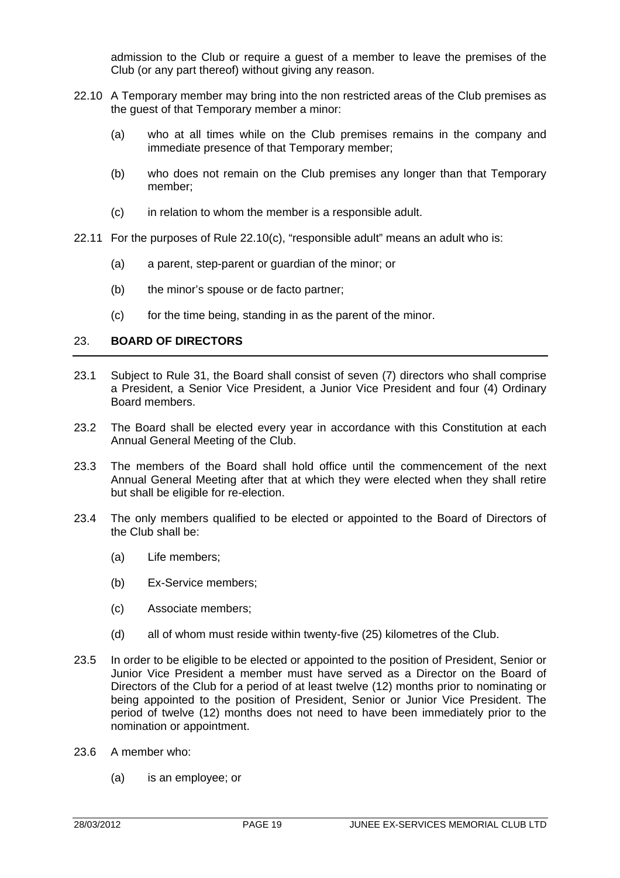admission to the Club or require a guest of a member to leave the premises of the Club (or any part thereof) without giving any reason.

22.10 A Temporary member may bring into the non restricted areas of the Club premises as the guest of that Temporary member a minor:

(a) who at all times while on the Club premises remains in the company and immediate presence of that Temporary member;

(b) who does not remain on the Club premises any longer than that Temporary member;

(c) in relation to whom the member is a responsible adult.

22.11 For the purposes of Rule 22.10(c), "responsible adult" means an adult who is:

(a) a parent, step-parent or guardian of the minor; or

(b) the minor's spouse or de facto partner;

(c) for the time being, standing in as the parent of the minor.

## 23. BOARD OF DIRECTORS

23.1 Subject to Rule 31, the Board shall consist of seven (7) directors who shall comprise a President, a Senior Vice President, a Junior Vice President and four (4) Ordinary Board members.

23.2 The Board shall be elected every year in accordance with this Constitution at each Annual General Meeting of the Club.

23.3 The members of the Board shall hold office until the commencement of the next Annual General Meeting after that at which they were elected when they shall retire but shall be eligible for re-election.

23.4 The only members qualified to be elected or appointed to the Board of Directors of the Club shall be:

(a) Life members;

(b) Ex-Service members;

(c) Associate members;

(d) all of whom must reside within twenty-five (25) kilometres of the Club.

23.5 In order to be eligible to be elected or appointed to the position of President, Senior or Junior Vice President a member must have served as a Director on the Board of Directors of the Club for a period of at least twelve (12) months prior to nominating or being appointed to the position of President, Senior or Junior Vice President. The period of twelve (12) months does not need to have been immediately prior to the nomination or appointment.

23.6 A member who:

(a) is an employee; or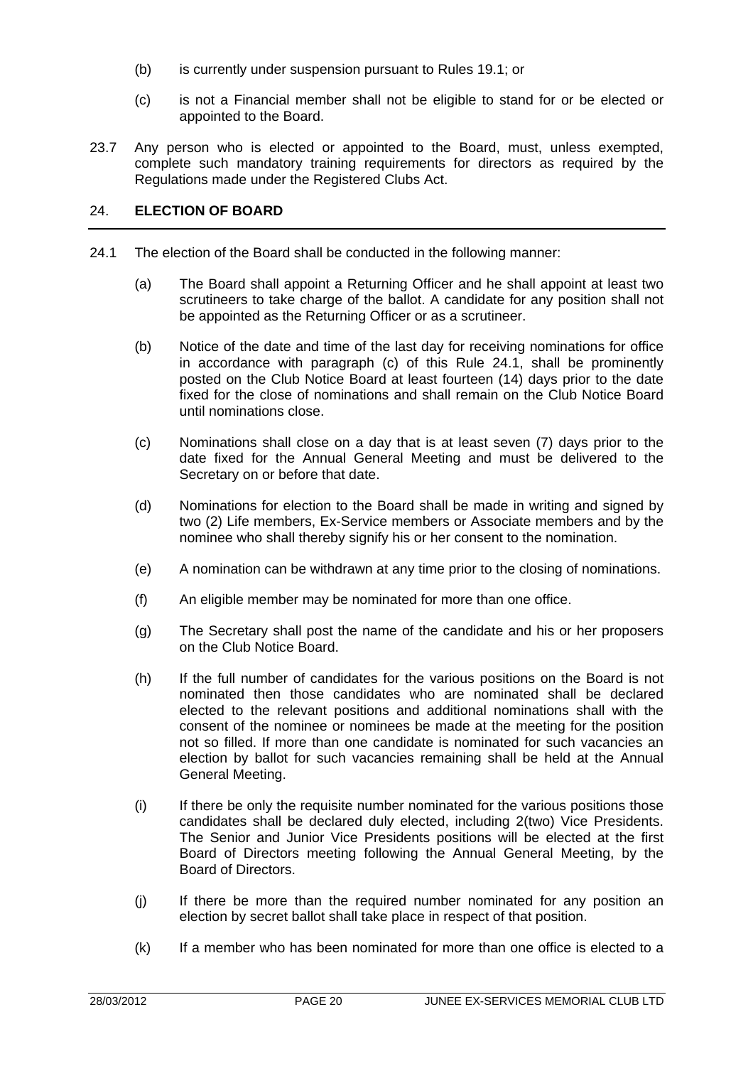(b) is currently under suspension pursuant to Rules 19.1; or

(c) is not a Financial member shall not be eligible to stand for or be elected or appointed to the Board.

23.7 Any person who is elected or appointed to the Board, must, unless exempted, complete such mandatory training requirements for directors as required by the Regulations made under the Registered Clubs Act.

## 24. ELECTION OF BOARD

24.1 The election of the Board shall be conducted in the following manner:

(a) The Board shall appoint a Returning Officer and he shall appoint at least two scrutineers to take charge of the ballot. A candidate for any position shall not be appointed as the Returning Officer or as a scrutineer.

(b) Notice of the date and time of the last day for receiving nominations for office in accordance with paragraph (c) of this Rule 24.1, shall be prominently posted on the Club Notice Board at least fourteen (14) days prior to the date fixed for the close of nominations and shall remain on the Club Notice Board until nominations close.

(c) Nominations shall close on a day that is at least seven (7) days prior to the date fixed for the Annual General Meeting and must be delivered to the Secretary on or before that date.

(d) Nominations for election to the Board shall be made in writing and signed by two (2) Life members, Ex-Service members or Associate members and by the nominee who shall thereby signify his or her consent to the nomination.

(e) A nomination can be withdrawn at any time prior to the closing of nominations.

(f) An eligible member may be nominated for more than one office.

(g) The Secretary shall post the name of the candidate and his or her proposers on the Club Notice Board.

(h) If the full number of candidates for the various positions on the Board is not nominated then those candidates who are nominated shall be declared elected to the relevant positions and additional nominations shall with the consent of the nominee or nominees be made at the meeting for the position not so filled. If more than one candidate is nominated for such vacancies an election by ballot for such vacancies remaining shall be held at the Annual General Meeting.

(i) If there be only the requisite number nominated for the various positions those candidates shall be declared duly elected, including 2(two) Vice Presidents. The Senior and Junior Vice Presidents positions will be elected at the first Board of Directors meeting following the Annual General Meeting, by the Board of Directors.

(j) If there be more than the required number nominated for any position an election by secret ballot shall take place in respect of that position.

(k) If a member who has been nominated for more than one office is elected to a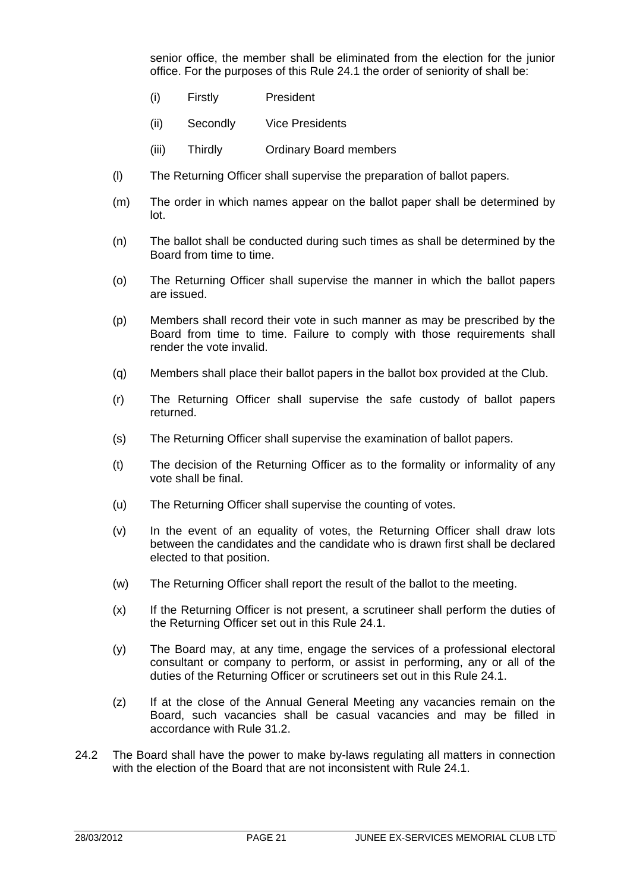senior office, the member shall be eliminated from the election for the junior office. For the purposes of this Rule 24.1 the order of seniority of shall be:

(i) Firstly President

(ii) Secondly Vice Presidents

(iii) Thirdly Ordinary Board members

(l) The Returning Officer shall supervise the preparation of ballot papers.

(m) The order in which names appear on the ballot paper shall be determined by lot.

(n) The ballot shall be conducted during such times as shall be determined by the Board from time to time.

(o) The Returning Officer shall supervise the manner in which the ballot papers are issued.

(p) Members shall record their vote in such manner as may be prescribed by the Board from time to time. Failure to comply with those requirements shall render the vote invalid.

(q) Members shall place their ballot papers in the ballot box provided at the Club.

(r) The Returning Officer shall supervise the safe custody of ballot papers returned.

(s) The Returning Officer shall supervise the examination of ballot papers.

(t) The decision of the Returning Officer as to the formality or informality of any vote shall be final.

(u) The Returning Officer shall supervise the counting of votes.

(v) In the event of an equality of votes, the Returning Officer shall draw lots between the candidates and the candidate who is drawn first shall be declared elected to that position.

(w) The Returning Officer shall report the result of the ballot to the meeting.

(x) If the Returning Officer is not present, a scrutineer shall perform the duties of the Returning Officer set out in this Rule 24.1.

(y) The Board may, at any time, engage the services of a professional electoral consultant or company to perform, or assist in performing, any or all of the duties of the Returning Officer or scrutineers set out in this Rule 24.1.

(z) If at the close of the Annual General Meeting any vacancies remain on the Board, such vacancies shall be casual vacancies and may be filled in accordance with Rule 31.2.

24.2 The Board shall have the power to make by-laws regulating all matters in connection with the election of the Board that are not inconsistent with Rule 24.1.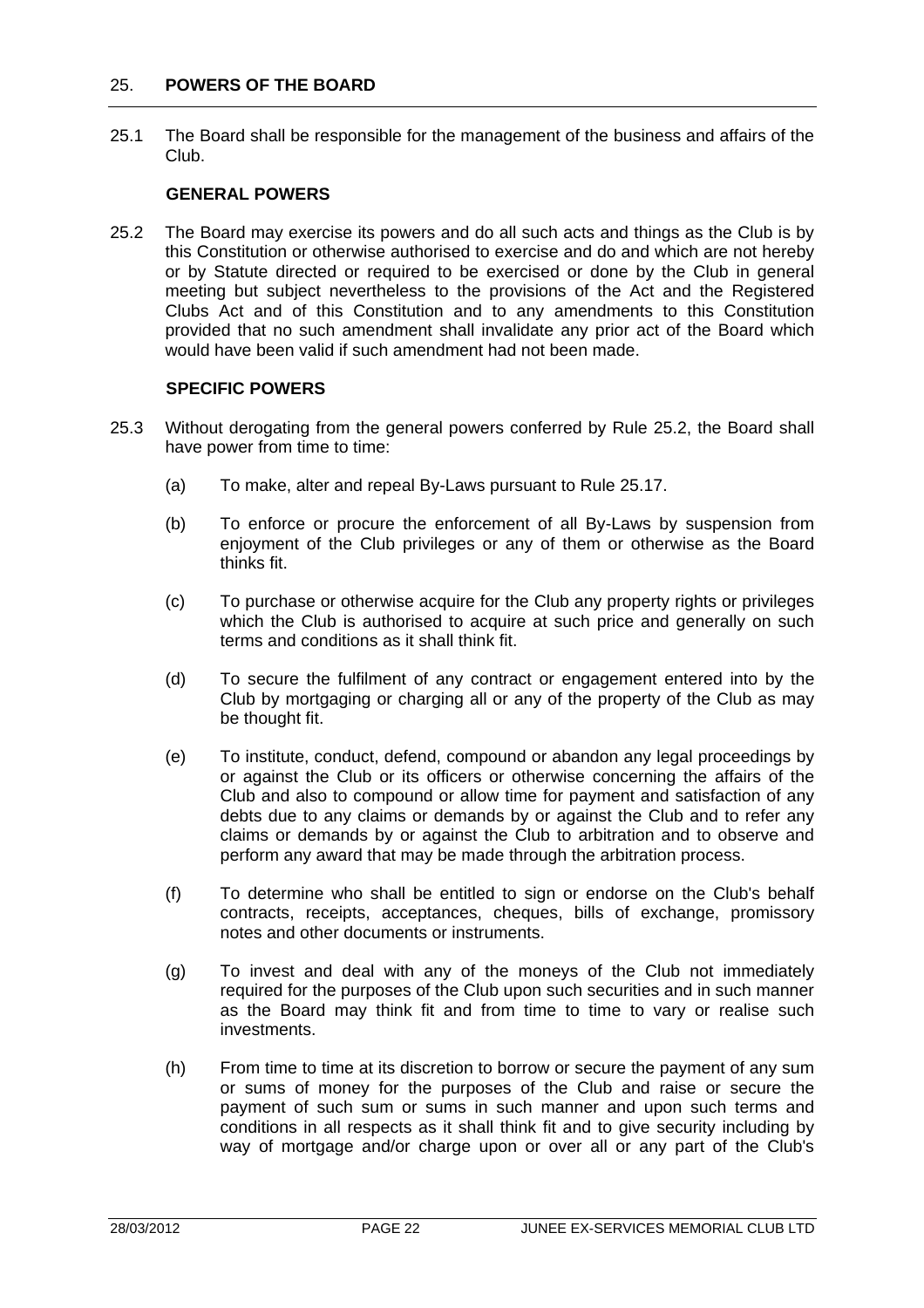## 25. POWERS OF THE BOARD

25.1 The Board shall be responsible for the management of the business and affairs of the Club.

**GENERAL POWERS**

25.2 The Board may exercise its powers and do all such acts and things as the Club is by this Constitution or otherwise authorised to exercise and do and which are not hereby or by Statute directed or required to be exercised or done by the Club in general meeting but subject nevertheless to the provisions of the Act and the Registered Clubs Act and of this Constitution and to any amendments to this Constitution provided that no such amendment shall invalidate any prior act of the Board which would have been valid if such amendment had not been made.

**SPECIFIC POWERS**

25.3 Without derogating from the general powers conferred by Rule 25.2, the Board shall have power from time to time:

(a) To make, alter and repeal By-Laws pursuant to Rule 25.17.

(b) To enforce or procure the enforcement of all By-Laws by suspension from enjoyment of the Club privileges or any of them or otherwise as the Board thinks fit.

(c) To purchase or otherwise acquire for the Club any property rights or privileges which the Club is authorised to acquire at such price and generally on such terms and conditions as it shall think fit.

(d) To secure the fulfilment of any contract or engagement entered into by the Club by mortgaging or charging all or any of the property of the Club as may be thought fit.

(e) To institute, conduct, defend, compound or abandon any legal proceedings by or against the Club or its officers or otherwise concerning the affairs of the Club and also to compound or allow time for payment and satisfaction of any debts due to any claims or demands by or against the Club and to refer any claims or demands by or against the Club to arbitration and to observe and perform any award that may be made through the arbitration process.

(f) To determine who shall be entitled to sign or endorse on the Club's behalf contracts, receipts, acceptances, cheques, bills of exchange, promissory notes and other documents or instruments.

(g) To invest and deal with any of the moneys of the Club not immediately required for the purposes of the Club upon such securities and in such manner as the Board may think fit and from time to time to vary or realise such investments.

(h) From time to time at its discretion to borrow or secure the payment of any sum or sums of money for the purposes of the Club and raise or secure the payment of such sum or sums in such manner and upon such terms and conditions in all respects as it shall think fit and to give security including by way of mortgage and/or charge upon or over all or any part of the Club's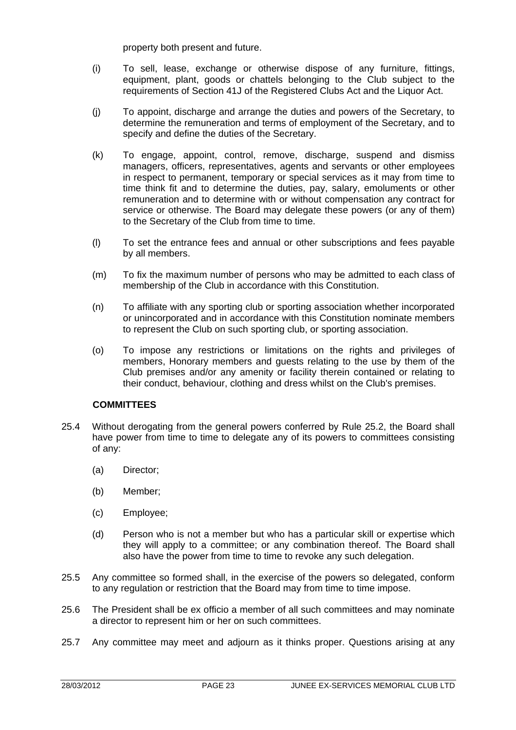property both present and future.

(i) To sell, lease, exchange or otherwise dispose of any furniture, fittings, equipment, plant, goods or chattels belonging to the Club subject to the requirements of Section 41J of the Registered Clubs Act and the Liquor Act.

(j) To appoint, discharge and arrange the duties and powers of the Secretary, to determine the remuneration and terms of employment of the Secretary, and to specify and define the duties of the Secretary.

(k) To engage, appoint, control, remove, discharge, suspend and dismiss managers, officers, representatives, agents and servants or other employees in respect to permanent, temporary or special services as it may from time to time think fit and to determine the duties, pay, salary, emoluments or other remuneration and to determine with or without compensation any contract for service or otherwise. The Board may delegate these powers (or any of them) to the Secretary of the Club from time to time.

(l) To set the entrance fees and annual or other subscriptions and fees payable by all members.

(m) To fix the maximum number of persons who may be admitted to each class of membership of the Club in accordance with this Constitution.

(n) To affiliate with any sporting club or sporting association whether incorporated or unincorporated and in accordance with this Constitution nominate members to represent the Club on such sporting club, or sporting association.

(o) To impose any restrictions or limitations on the rights and privileges of members, Honorary members and guests relating to the use by them of the Club premises and/or any amenity or facility therein contained or relating to their conduct, behaviour, clothing and dress whilst on the Club's premises.

**COMMITTEES**

25.4 Without derogating from the general powers conferred by Rule 25.2, the Board shall have power from time to time to delegate any of its powers to committees consisting of any:

(a) Director;

(b) Member;

(c) Employee;

(d) Person who is not a member but who has a particular skill or expertise which they will apply to a committee; or any combination thereof. The Board shall also have the power from time to time to revoke any such delegation.

25.5 Any committee so formed shall, in the exercise of the powers so delegated, conform to any regulation or restriction that the Board may from time to time impose.

25.6 The President shall be ex officio a member of all such committees and may nominate a director to represent him or her on such committees.

25.7 Any committee may meet and adjourn as it thinks proper. Questions arising at any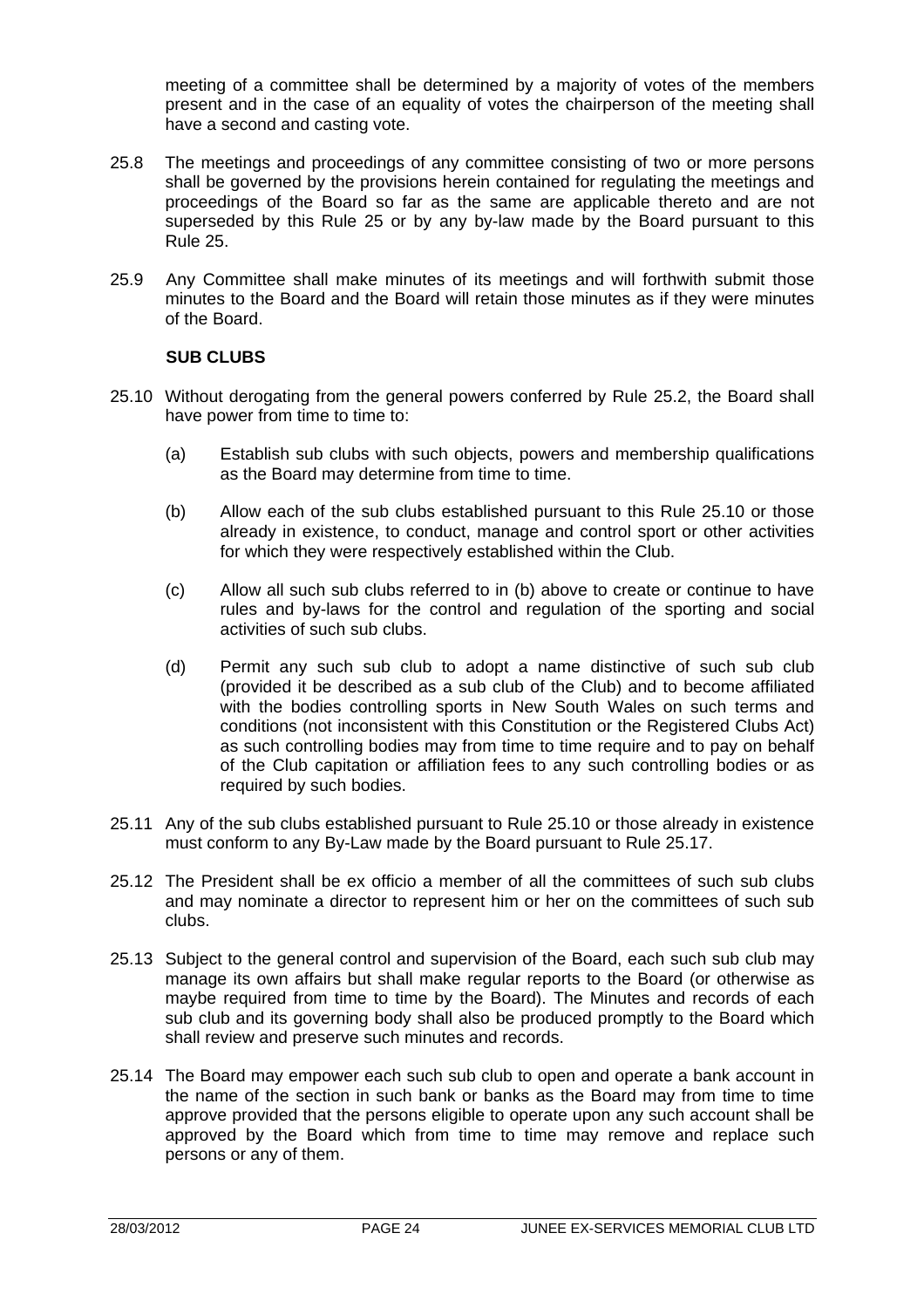meeting of a committee shall be determined by a majority of votes of the members present and in the case of an equality of votes the chairperson of the meeting shall have a second and casting vote.

25.8 The meetings and proceedings of any committee consisting of two or more persons shall be governed by the provisions herein contained for regulating the meetings and proceedings of the Board so far as the same are applicable thereto and are not superseded by this Rule 25 or by any by-law made by the Board pursuant to this Rule 25.

25.9 Any Committee shall make minutes of its meetings and will forthwith submit those minutes to the Board and the Board will retain those minutes as if they were minutes of the Board.

**SUB CLUBS**

25.10 Without derogating from the general powers conferred by Rule 25.2, the Board shall have power from time to time to:

(a) Establish sub clubs with such objects, powers and membership qualifications as the Board may determine from time to time.

(b) Allow each of the sub clubs established pursuant to this Rule 25.10 or those already in existence, to conduct, manage and control sport or other activities for which they were respectively established within the Club.

(c) Allow all such sub clubs referred to in (b) above to create or continue to have rules and by-laws for the control and regulation of the sporting and social activities of such sub clubs.

(d) Permit any such sub club to adopt a name distinctive of such sub club (provided it be described as a sub club of the Club) and to become affiliated with the bodies controlling sports in New South Wales on such terms and conditions (not inconsistent with this Constitution or the Registered Clubs Act) as such controlling bodies may from time to time require and to pay on behalf of the Club capitation or affiliation fees to any such controlling bodies or as required by such bodies.

25.11 Any of the sub clubs established pursuant to Rule 25.10 or those already in existence must conform to any By-Law made by the Board pursuant to Rule 25.17.

25.12 The President shall be ex officio a member of all the committees of such sub clubs and may nominate a director to represent him or her on the committees of such sub clubs.

25.13 Subject to the general control and supervision of the Board, each such sub club may manage its own affairs but shall make regular reports to the Board (or otherwise as maybe required from time to time by the Board). The Minutes and records of each sub club and its governing body shall also be produced promptly to the Board which shall review and preserve such minutes and records.

25.14 The Board may empower each such sub club to open and operate a bank account in the name of the section in such bank or banks as the Board may from time to time approve provided that the persons eligible to operate upon any such account shall be approved by the Board which from time to time may remove and replace such persons or any of them.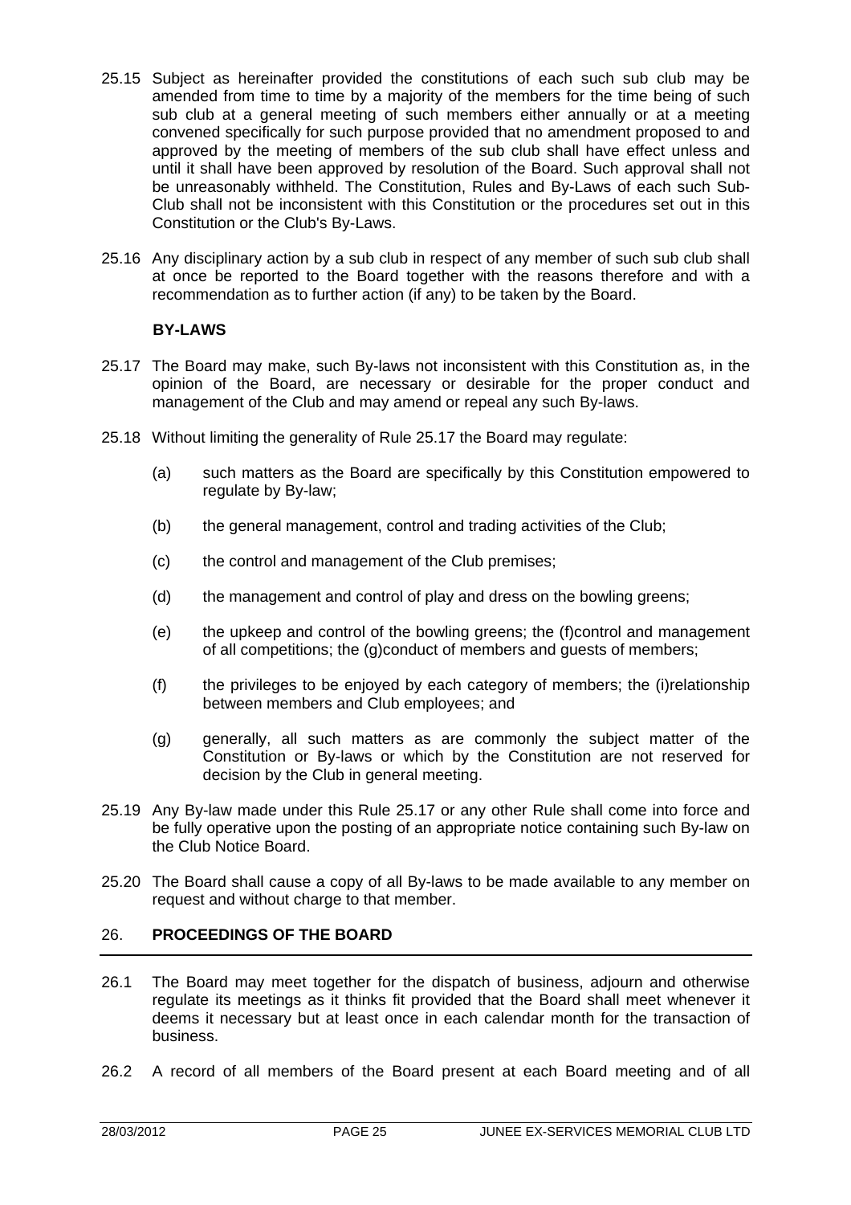25.15 Subject as hereinafter provided the constitutions of each such sub club may be amended from time to time by a majority of the members for the time being of such sub club at a general meeting of such members either annually or at a meeting convened specifically for such purpose provided that no amendment proposed to and approved by the meeting of members of the sub club shall have effect unless and until it shall have been approved by resolution of the Board. Such approval shall not be unreasonably withheld. The Constitution, Rules and By-Laws of each such Sub-Club shall not be inconsistent with this Constitution or the procedures set out in this Constitution or the Club's By-Laws.

25.16 Any disciplinary action by a sub club in respect of any member of such sub club shall at once be reported to the Board together with the reasons therefore and with a recommendation as to further action (if any) to be taken by the Board.

**BY-LAWS**

25.17 The Board may make, such By-laws not inconsistent with this Constitution as, in the opinion of the Board, are necessary or desirable for the proper conduct and management of the Club and may amend or repeal any such By-laws.

25.18 Without limiting the generality of Rule 25.17 the Board may regulate:

(a) such matters as the Board are specifically by this Constitution empowered to regulate by By-law;

(b) the general management, control and trading activities of the Club;

(c) the control and management of the Club premises;

(d) the management and control of play and dress on the bowling greens;

(e) the upkeep and control of the bowling greens; the (f)control and management of all competitions; the (g)conduct of members and guests of members;

(f) the privileges to be enjoyed by each category of members; the (i)relationship between members and Club employees; and

(g) generally, all such matters as are commonly the subject matter of the Constitution or By-laws or which by the Constitution are not reserved for decision by the Club in general meeting.

25.19 Any By-law made under this Rule 25.17 or any other Rule shall come into force and be fully operative upon the posting of an appropriate notice containing such By-law on the Club Notice Board.

25.20 The Board shall cause a copy of all By-laws to be made available to any member on request and without charge to that member.

## 26. PROCEEDINGS OF THE BOARD

26.1 The Board may meet together for the dispatch of business, adjourn and otherwise regulate its meetings as it thinks fit provided that the Board shall meet whenever it deems it necessary but at least once in each calendar month for the transaction of business.

26.2 A record of all members of the Board present at each Board meeting and of all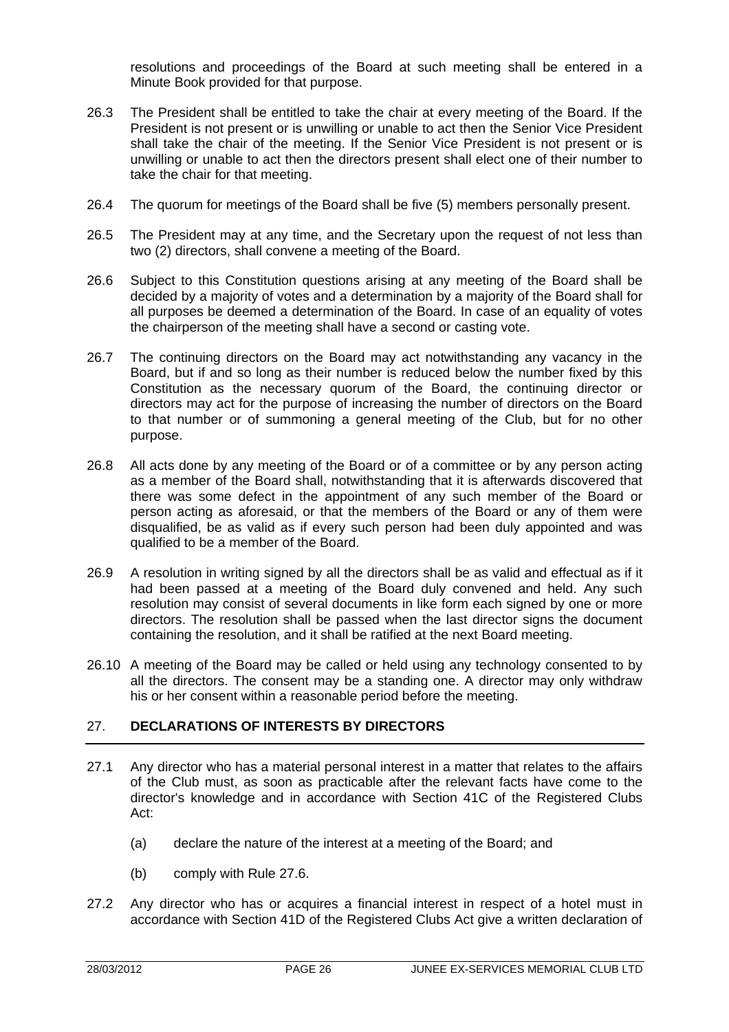resolutions and proceedings of the Board at such meeting shall be entered in a Minute Book provided for that purpose.

26.3 The President shall be entitled to take the chair at every meeting of the Board. If the President is not present or is unwilling or unable to act then the Senior Vice President shall take the chair of the meeting. If the Senior Vice President is not present or is unwilling or unable to act then the directors present shall elect one of their number to take the chair for that meeting.

26.4 The quorum for meetings of the Board shall be five (5) members personally present.

26.5 The President may at any time, and the Secretary upon the request of not less than two (2) directors, shall convene a meeting of the Board.

26.6 Subject to this Constitution questions arising at any meeting of the Board shall be decided by a majority of votes and a determination by a majority of the Board shall for all purposes be deemed a determination of the Board. In case of an equality of votes the chairperson of the meeting shall have a second or casting vote.

26.7 The continuing directors on the Board may act notwithstanding any vacancy in the Board, but if and so long as their number is reduced below the number fixed by this Constitution as the necessary quorum of the Board, the continuing director or directors may act for the purpose of increasing the number of directors on the Board to that number or of summoning a general meeting of the Club, but for no other purpose.

26.8 All acts done by any meeting of the Board or of a committee or by any person acting as a member of the Board shall, notwithstanding that it is afterwards discovered that there was some defect in the appointment of any such member of the Board or person acting as aforesaid, or that the members of the Board or any of them were disqualified, be as valid as if every such person had been duly appointed and was qualified to be a member of the Board.

26.9 A resolution in writing signed by all the directors shall be as valid and effectual as if it had been passed at a meeting of the Board duly convened and held. Any such resolution may consist of several documents in like form each signed by one or more directors. The resolution shall be passed when the last director signs the document containing the resolution, and it shall be ratified at the next Board meeting.

26.10 A meeting of the Board may be called or held using any technology consented to by all the directors. The consent may be a standing one. A director may only withdraw his or her consent within a reasonable period before the meeting.

## 27. DECLARATIONS OF INTERESTS BY DIRECTORS

27.1 Any director who has a material personal interest in a matter that relates to the affairs of the Club must, as soon as practicable after the relevant facts have come to the director's knowledge and in accordance with Section 41C of the Registered Clubs Act:

(a) declare the nature of the interest at a meeting of the Board; and

(b) comply with Rule 27.6.

27.2 Any director who has or acquires a financial interest in respect of a hotel must in accordance with Section 41D of the Registered Clubs Act give a written declaration of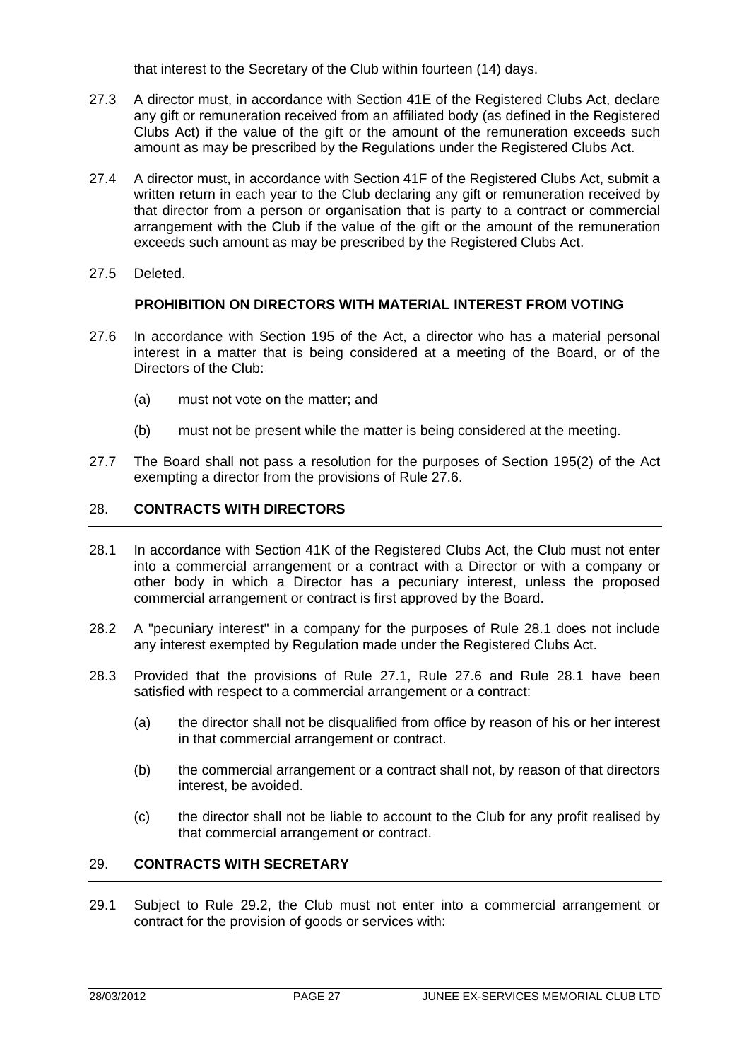that interest to the Secretary of the Club within fourteen (14) days.

27.3 A director must, in accordance with Section 41E of the Registered Clubs Act, declare any gift or remuneration received from an affiliated body (as defined in the Registered Clubs Act) if the value of the gift or the amount of the remuneration exceeds such amount as may be prescribed by the Regulations under the Registered Clubs Act.

27.4 A director must, in accordance with Section 41F of the Registered Clubs Act, submit a written return in each year to the Club declaring any gift or remuneration received by that director from a person or organisation that is party to a contract or commercial arrangement with the Club if the value of the gift or the amount of the remuneration exceeds such amount as may be prescribed by the Registered Clubs Act.

27.5 Deleted.

**PROHIBITION ON DIRECTORS WITH MATERIAL INTEREST FROM VOTING**

27.6 In accordance with Section 195 of the Act, a director who has a material personal interest in a matter that is being considered at a meeting of the Board, or of the Directors of the Club:

(a) must not vote on the matter; and

(b) must not be present while the matter is being considered at the meeting.

27.7 The Board shall not pass a resolution for the purposes of Section 195(2) of the Act exempting a director from the provisions of Rule 27.6.

## 28. CONTRACTS WITH DIRECTORS

28.1 In accordance with Section 41K of the Registered Clubs Act, the Club must not enter into a commercial arrangement or a contract with a Director or with a company or other body in which a Director has a pecuniary interest, unless the proposed commercial arrangement or contract is first approved by the Board.

28.2 A "pecuniary interest" in a company for the purposes of Rule 28.1 does not include any interest exempted by Regulation made under the Registered Clubs Act.

28.3 Provided that the provisions of Rule 27.1, Rule 27.6 and Rule 28.1 have been satisfied with respect to a commercial arrangement or a contract:

(a) the director shall not be disqualified from office by reason of his or her interest in that commercial arrangement or contract.

(b) the commercial arrangement or a contract shall not, by reason of that directors interest, be avoided.

(c) the director shall not be liable to account to the Club for any profit realised by that commercial arrangement or contract.

## 29. CONTRACTS WITH SECRETARY

29.1 Subject to Rule 29.2, the Club must not enter into a commercial arrangement or contract for the provision of goods or services with: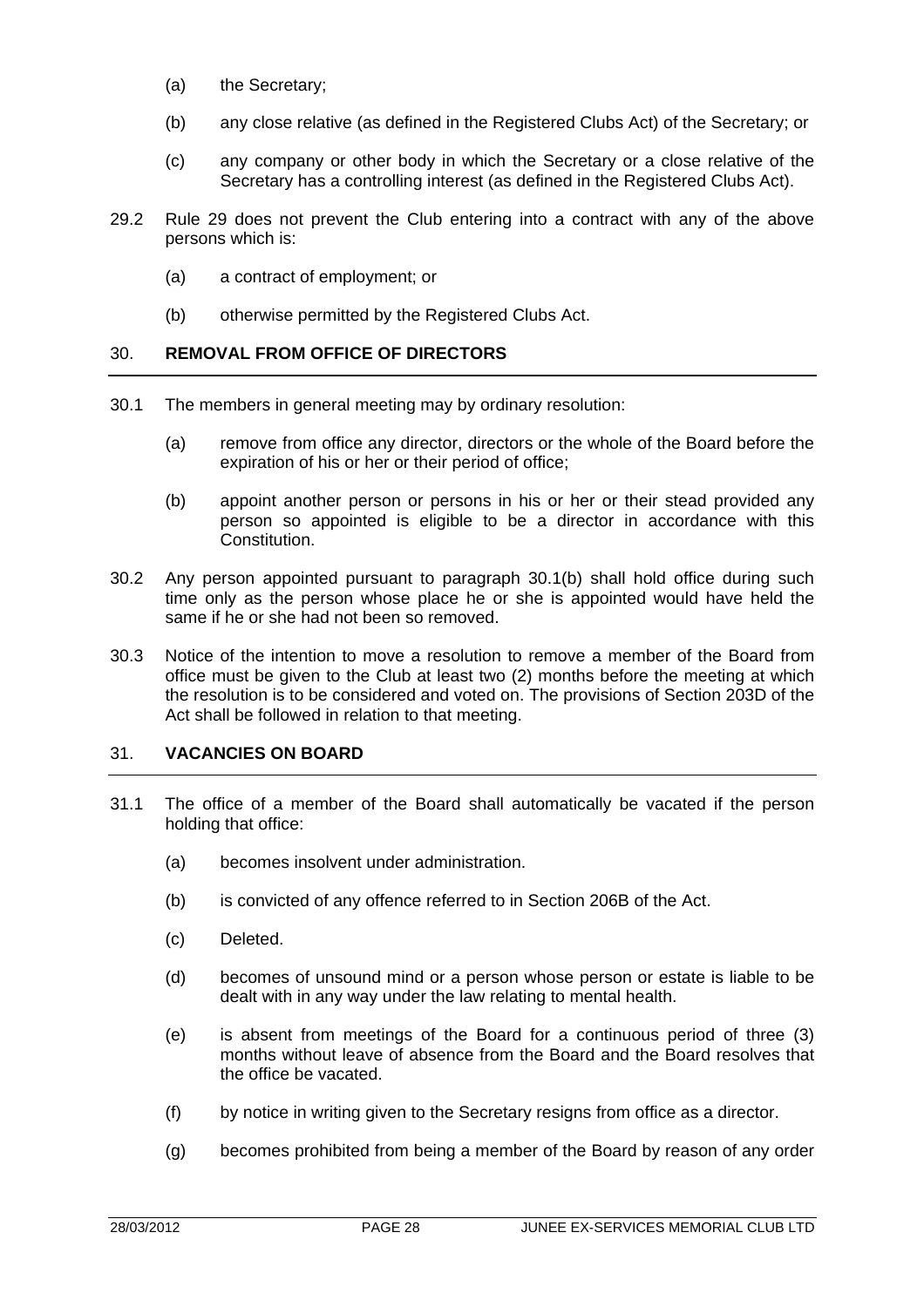(a) the Secretary;

(b) any close relative (as defined in the Registered Clubs Act) of the Secretary; or

(c) any company or other body in which the Secretary or a close relative of the Secretary has a controlling interest (as defined in the Registered Clubs Act).

29.2 Rule 29 does not prevent the Club entering into a contract with any of the above persons which is:

(a) a contract of employment; or

(b) otherwise permitted by the Registered Clubs Act.

## 30. REMOVAL FROM OFFICE OF DIRECTORS

30.1 The members in general meeting may by ordinary resolution:

(a) remove from office any director, directors or the whole of the Board before the expiration of his or her or their period of office;

(b) appoint another person or persons in his or her or their stead provided any person so appointed is eligible to be a director in accordance with this Constitution.

30.2 Any person appointed pursuant to paragraph 30.1(b) shall hold office during such time only as the person whose place he or she is appointed would have held the same if he or she had not been so removed.

30.3 Notice of the intention to move a resolution to remove a member of the Board from office must be given to the Club at least two (2) months before the meeting at which the resolution is to be considered and voted on. The provisions of Section 203D of the Act shall be followed in relation to that meeting.

## 31. VACANCIES ON BOARD

31.1 The office of a member of the Board shall automatically be vacated if the person holding that office:

(a) becomes insolvent under administration.

(b) is convicted of any offence referred to in Section 206B of the Act.

(c) Deleted.

(d) becomes of unsound mind or a person whose person or estate is liable to be dealt with in any way under the law relating to mental health.

(e) is absent from meetings of the Board for a continuous period of three (3) months without leave of absence from the Board and the Board resolves that the office be vacated.

(f) by notice in writing given to the Secretary resigns from office as a director.

(g) becomes prohibited from being a member of the Board by reason of any order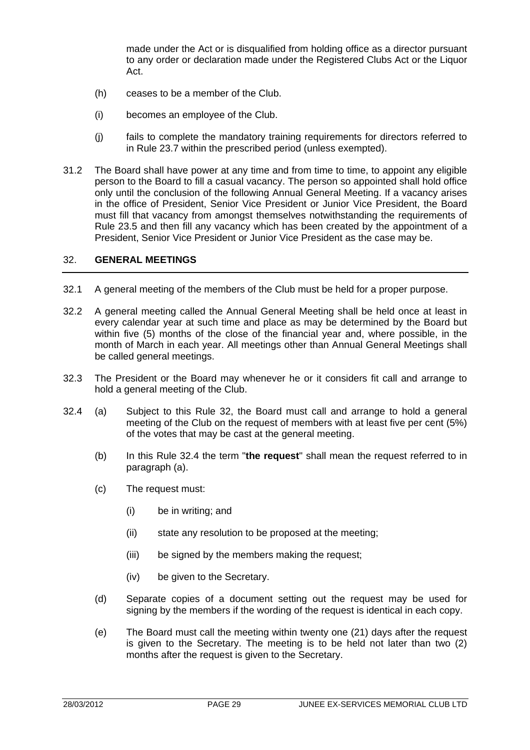made under the Act or is disqualified from holding office as a director pursuant to any order or declaration made under the Registered Clubs Act or the Liquor Act.

(h) ceases to be a member of the Club.

(i) becomes an employee of the Club.

(j) fails to complete the mandatory training requirements for directors referred to in Rule 23.7 within the prescribed period (unless exempted).

31.2 The Board shall have power at any time and from time to time, to appoint any eligible person to the Board to fill a casual vacancy. The person so appointed shall hold office only until the conclusion of the following Annual General Meeting. If a vacancy arises in the office of President, Senior Vice President or Junior Vice President, the Board must fill that vacancy from amongst themselves notwithstanding the requirements of Rule 23.5 and then fill any vacancy which has been created by the appointment of a President, Senior Vice President or Junior Vice President as the case may be.

## 32. GENERAL MEETINGS

32.1 A general meeting of the members of the Club must be held for a proper purpose.

32.2 A general meeting called the Annual General Meeting shall be held once at least in every calendar year at such time and place as may be determined by the Board but within five (5) months of the close of the financial year and, where possible, in the month of March in each year. All meetings other than Annual General Meetings shall be called general meetings.

32.3 The President or the Board may whenever he or it considers fit call and arrange to hold a general meeting of the Club.

32.4 (a) Subject to this Rule 32, the Board must call and arrange to hold a general meeting of the Club on the request of members with at least five per cent (5%) of the votes that may be cast at the general meeting.

(b) In this Rule 32.4 the term "**the request**" shall mean the request referred to in paragraph (a).

(c) The request must:

(i) be in writing; and

(ii) state any resolution to be proposed at the meeting;

(iii) be signed by the members making the request;

(iv) be given to the Secretary.

(d) Separate copies of a document setting out the request may be used for signing by the members if the wording of the request is identical in each copy.

(e) The Board must call the meeting within twenty one (21) days after the request is given to the Secretary. The meeting is to be held not later than two (2) months after the request is given to the Secretary.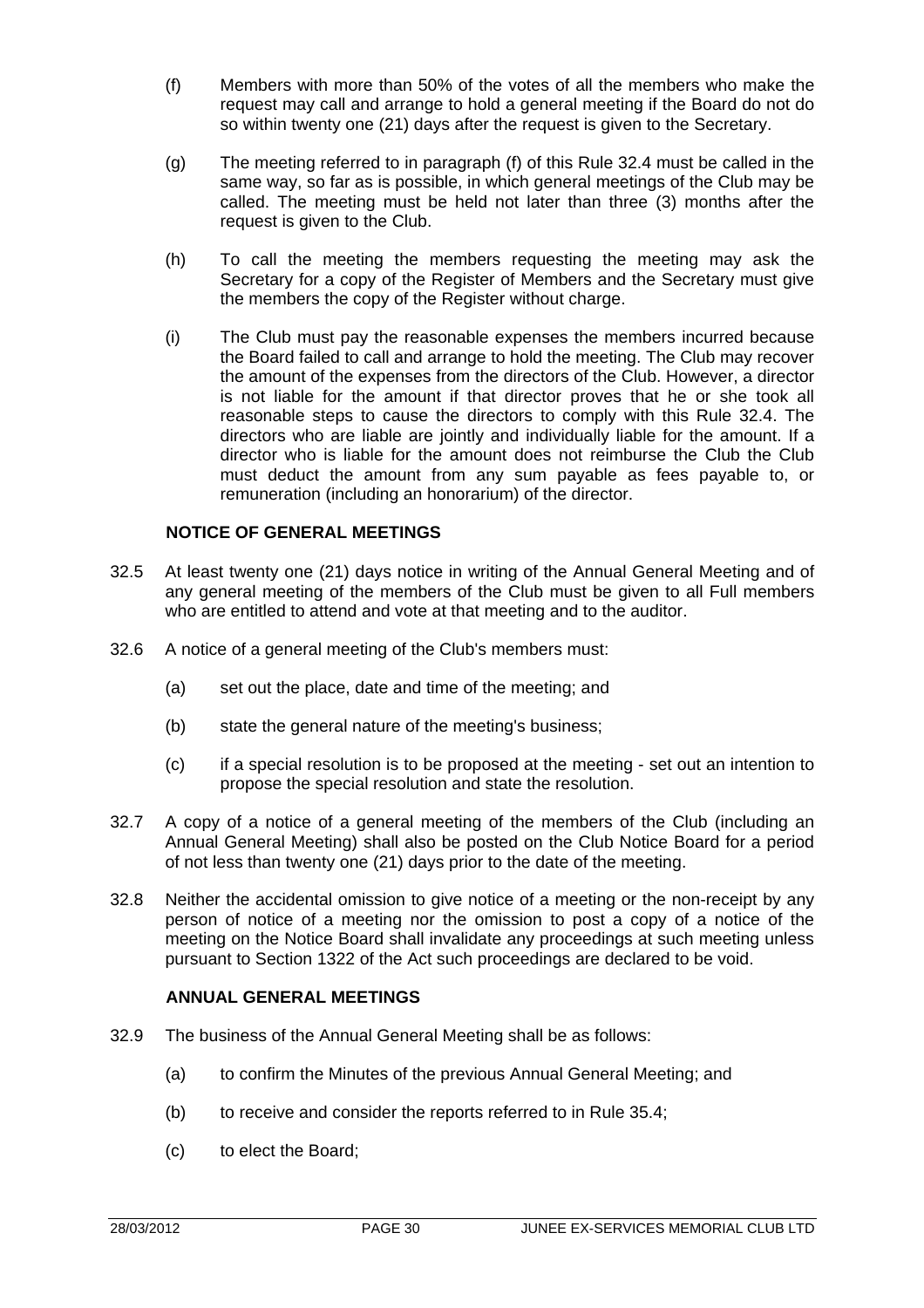(f) Members with more than 50% of the votes of all the members who make the request may call and arrange to hold a general meeting if the Board do not do so within twenty one (21) days after the request is given to the Secretary.

(g) The meeting referred to in paragraph (f) of this Rule 32.4 must be called in the same way, so far as is possible, in which general meetings of the Club may be called. The meeting must be held not later than three (3) months after the request is given to the Club.

(h) To call the meeting the members requesting the meeting may ask the Secretary for a copy of the Register of Members and the Secretary must give the members the copy of the Register without charge.

(i) The Club must pay the reasonable expenses the members incurred because the Board failed to call and arrange to hold the meeting. The Club may recover the amount of the expenses from the directors of the Club. However, a director is not liable for the amount if that director proves that he or she took all reasonable steps to cause the directors to comply with this Rule 32.4. The directors who are liable are jointly and individually liable for the amount. If a director who is liable for the amount does not reimburse the Club the Club must deduct the amount from any sum payable as fees payable to, or remuneration (including an honorarium) of the director.

**NOTICE OF GENERAL MEETINGS**

32.5 At least twenty one (21) days notice in writing of the Annual General Meeting and of any general meeting of the members of the Club must be given to all Full members who are entitled to attend and vote at that meeting and to the auditor.

32.6 A notice of a general meeting of the Club's members must:

(a) set out the place, date and time of the meeting; and

(b) state the general nature of the meeting's business;

(c) if a special resolution is to be proposed at the meeting - set out an intention to propose the special resolution and state the resolution.

32.7 A copy of a notice of a general meeting of the members of the Club (including an Annual General Meeting) shall also be posted on the Club Notice Board for a period of not less than twenty one (21) days prior to the date of the meeting.

32.8 Neither the accidental omission to give notice of a meeting or the non-receipt by any person of notice of a meeting nor the omission to post a copy of a notice of the meeting on the Notice Board shall invalidate any proceedings at such meeting unless pursuant to Section 1322 of the Act such proceedings are declared to be void.

**ANNUAL GENERAL MEETINGS**

32.9 The business of the Annual General Meeting shall be as follows:

(a) to confirm the Minutes of the previous Annual General Meeting; and

(b) to receive and consider the reports referred to in Rule 35.4;

(c) to elect the Board;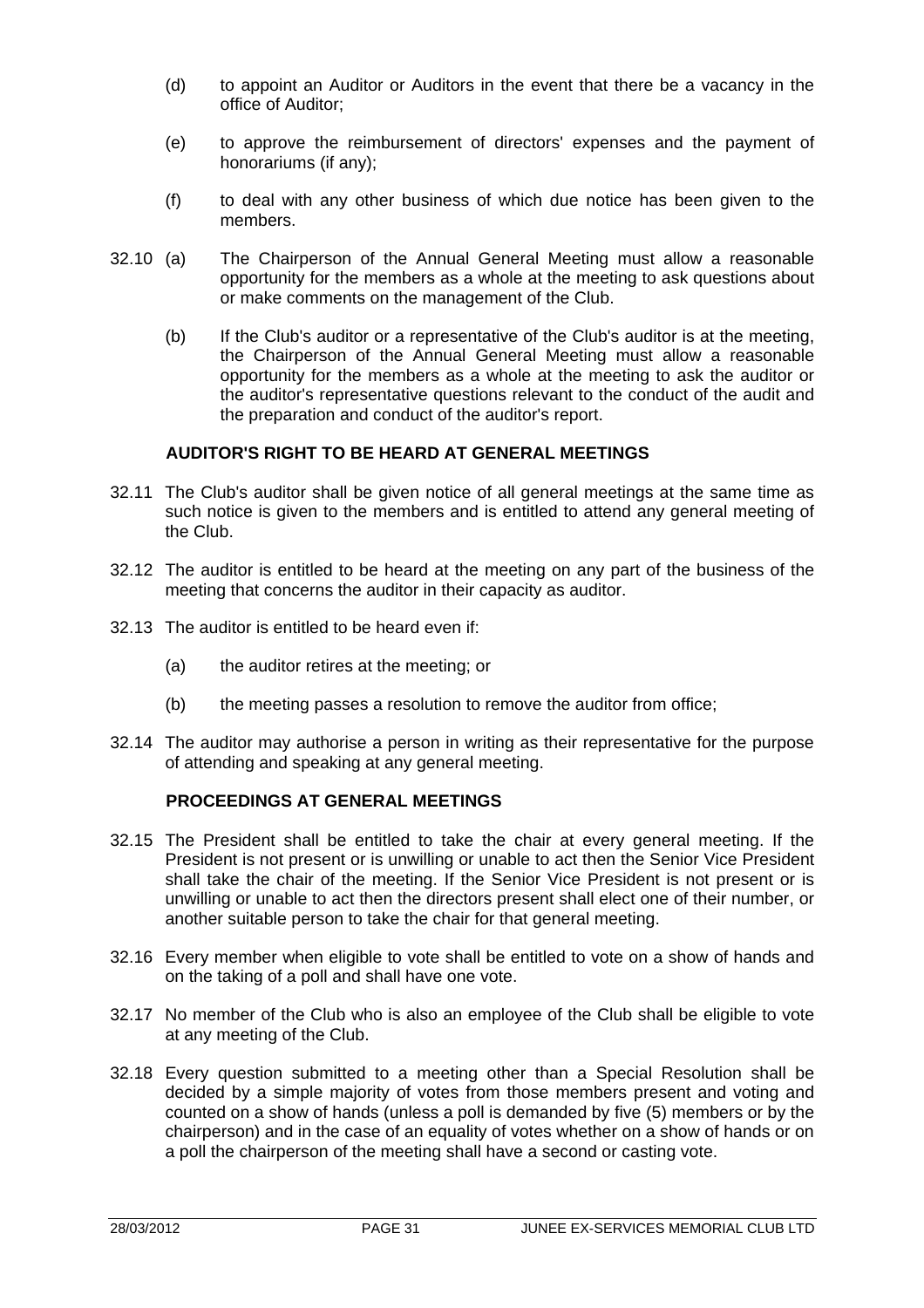(d) to appoint an Auditor or Auditors in the event that there be a vacancy in the office of Auditor;

(e) to approve the reimbursement of directors' expenses and the payment of honorariums (if any);

(f) to deal with any other business of which due notice has been given to the members.

32.10 (a) The Chairperson of the Annual General Meeting must allow a reasonable opportunity for the members as a whole at the meeting to ask questions about or make comments on the management of the Club.

(b) If the Club's auditor or a representative of the Club's auditor is at the meeting, the Chairperson of the Annual General Meeting must allow a reasonable opportunity for the members as a whole at the meeting to ask the auditor or the auditor's representative questions relevant to the conduct of the audit and the preparation and conduct of the auditor's report.

**AUDITOR'S RIGHT TO BE HEARD AT GENERAL MEETINGS**

32.11 The Club's auditor shall be given notice of all general meetings at the same time as such notice is given to the members and is entitled to attend any general meeting of the Club.

32.12 The auditor is entitled to be heard at the meeting on any part of the business of the meeting that concerns the auditor in their capacity as auditor.

32.13 The auditor is entitled to be heard even if:

(a) the auditor retires at the meeting; or

(b) the meeting passes a resolution to remove the auditor from office;

32.14 The auditor may authorise a person in writing as their representative for the purpose of attending and speaking at any general meeting.

**PROCEEDINGS AT GENERAL MEETINGS**

32.15 The President shall be entitled to take the chair at every general meeting. If the President is not present or is unwilling or unable to act then the Senior Vice President shall take the chair of the meeting. If the Senior Vice President is not present or is unwilling or unable to act then the directors present shall elect one of their number, or another suitable person to take the chair for that general meeting.

32.16 Every member when eligible to vote shall be entitled to vote on a show of hands and on the taking of a poll and shall have one vote.

32.17 No member of the Club who is also an employee of the Club shall be eligible to vote at any meeting of the Club.

32.18 Every question submitted to a meeting other than a Special Resolution shall be decided by a simple majority of votes from those members present and voting and counted on a show of hands (unless a poll is demanded by five (5) members or by the chairperson) and in the case of an equality of votes whether on a show of hands or on a poll the chairperson of the meeting shall have a second or casting vote.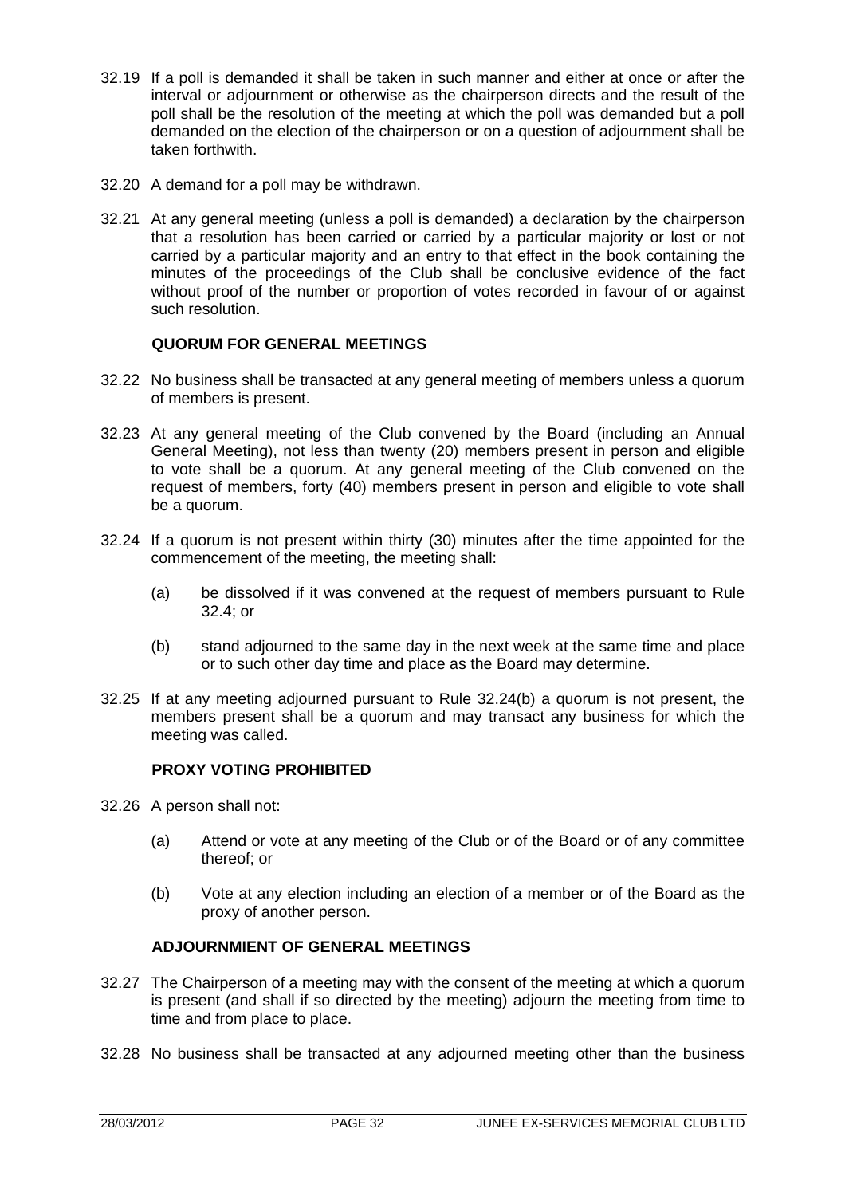32.19 If a poll is demanded it shall be taken in such manner and either at once or after the interval or adjournment or otherwise as the chairperson directs and the result of the poll shall be the resolution of the meeting at which the poll was demanded but a poll demanded on the election of the chairperson or on a question of adjournment shall be taken forthwith.

32.20 A demand for a poll may be withdrawn.

32.21 At any general meeting (unless a poll is demanded) a declaration by the chairperson that a resolution has been carried or carried by a particular majority or lost or not carried by a particular majority and an entry to that effect in the book containing the minutes of the proceedings of the Club shall be conclusive evidence of the fact without proof of the number or proportion of votes recorded in favour of or against such resolution.

### QUORUM FOR GENERAL MEETINGS

32.22 No business shall be transacted at any general meeting of members unless a quorum of members is present.

32.23 At any general meeting of the Club convened by the Board (including an Annual General Meeting), not less than twenty (20) members present in person and eligible to vote shall be a quorum. At any general meeting of the Club convened on the request of members, forty (40) members present in person and eligible to vote shall be a quorum.

32.24 If a quorum is not present within thirty (30) minutes after the time appointed for the commencement of the meeting, the meeting shall:

- (a) be dissolved if it was convened at the request of members pursuant to Rule 32.4; or
- (b) stand adjourned to the same day in the next week at the same time and place or to such other day time and place as the Board may determine.

32.25 If at any meeting adjourned pursuant to Rule 32.24(b) a quorum is not present, the members present shall be a quorum and may transact any business for which the meeting was called.

### PROXY VOTING PROHIBITED

32.26 A person shall not:

- (a) Attend or vote at any meeting of the Club or of the Board or of any committee thereof; or
- (b) Vote at any election including an election of a member or of the Board as the proxy of another person.

### ADJOURNMIENT OF GENERAL MEETINGS

32.27 The Chairperson of a meeting may with the consent of the meeting at which a quorum is present (and shall if so directed by the meeting) adjourn the meeting from time to time and from place to place.

32.28 No business shall be transacted at any adjourned meeting other than the business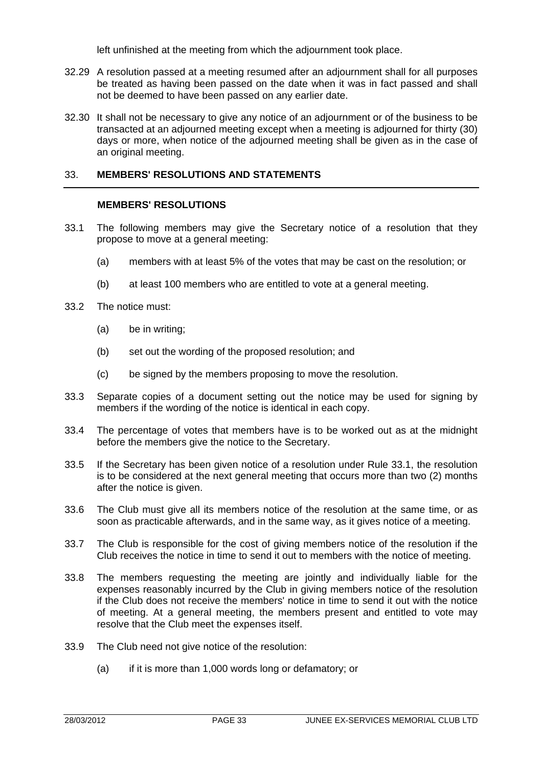left unfinished at the meeting from which the adjournment took place.

32.29 A resolution passed at a meeting resumed after an adjournment shall for all purposes be treated as having been passed on the date when it was in fact passed and shall not be deemed to have been passed on any earlier date.

32.30 It shall not be necessary to give any notice of an adjournment or of the business to be transacted at an adjourned meeting except when a meeting is adjourned for thirty (30) days or more, when notice of the adjourned meeting shall be given as in the case of an original meeting.

## 33. MEMBERS' RESOLUTIONS AND STATEMENTS

### MEMBERS' RESOLUTIONS

33.1 The following members may give the Secretary notice of a resolution that they propose to move at a general meeting:

(a) members with at least 5% of the votes that may be cast on the resolution; or

(b) at least 100 members who are entitled to vote at a general meeting.

33.2 The notice must:

(a) be in writing;

(b) set out the wording of the proposed resolution; and

(c) be signed by the members proposing to move the resolution.

33.3 Separate copies of a document setting out the notice may be used for signing by members if the wording of the notice is identical in each copy.

33.4 The percentage of votes that members have is to be worked out as at the midnight before the members give the notice to the Secretary.

33.5 If the Secretary has been given notice of a resolution under Rule 33.1, the resolution is to be considered at the next general meeting that occurs more than two (2) months after the notice is given.

33.6 The Club must give all its members notice of the resolution at the same time, or as soon as practicable afterwards, and in the same way, as it gives notice of a meeting.

33.7 The Club is responsible for the cost of giving members notice of the resolution if the Club receives the notice in time to send it out to members with the notice of meeting.

33.8 The members requesting the meeting are jointly and individually liable for the expenses reasonably incurred by the Club in giving members notice of the resolution if the Club does not receive the members' notice in time to send it out with the notice of meeting. At a general meeting, the members present and entitled to vote may resolve that the Club meet the expenses itself.

33.9 The Club need not give notice of the resolution:

(a) if it is more than 1,000 words long or defamatory; or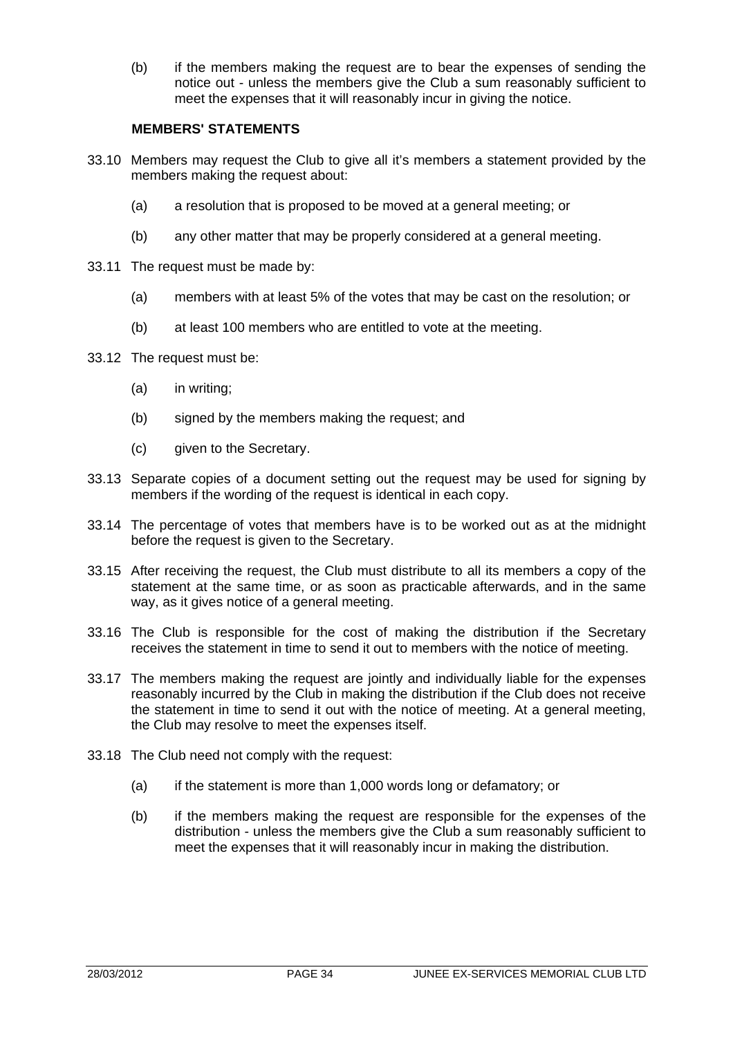(b) if the members making the request are to bear the expenses of sending the notice out - unless the members give the Club a sum reasonably sufficient to meet the expenses that it will reasonably incur in giving the notice.

**MEMBERS' STATEMENTS**

33.10 Members may request the Club to give all it's members a statement provided by the members making the request about:

(a) a resolution that is proposed to be moved at a general meeting; or

(b) any other matter that may be properly considered at a general meeting.

33.11 The request must be made by:

(a) members with at least 5% of the votes that may be cast on the resolution; or

(b) at least 100 members who are entitled to vote at the meeting.

33.12 The request must be:

(a) in writing;

(b) signed by the members making the request; and

(c) given to the Secretary.

33.13 Separate copies of a document setting out the request may be used for signing by members if the wording of the request is identical in each copy.

33.14 The percentage of votes that members have is to be worked out as at the midnight before the request is given to the Secretary.

33.15 After receiving the request, the Club must distribute to all its members a copy of the statement at the same time, or as soon as practicable afterwards, and in the same way, as it gives notice of a general meeting.

33.16 The Club is responsible for the cost of making the distribution if the Secretary receives the statement in time to send it out to members with the notice of meeting.

33.17 The members making the request are jointly and individually liable for the expenses reasonably incurred by the Club in making the distribution if the Club does not receive the statement in time to send it out with the notice of meeting. At a general meeting, the Club may resolve to meet the expenses itself.

33.18 The Club need not comply with the request:

(a) if the statement is more than 1,000 words long or defamatory; or

(b) if the members making the request are responsible for the expenses of the distribution - unless the members give the Club a sum reasonably sufficient to meet the expenses that it will reasonably incur in making the distribution.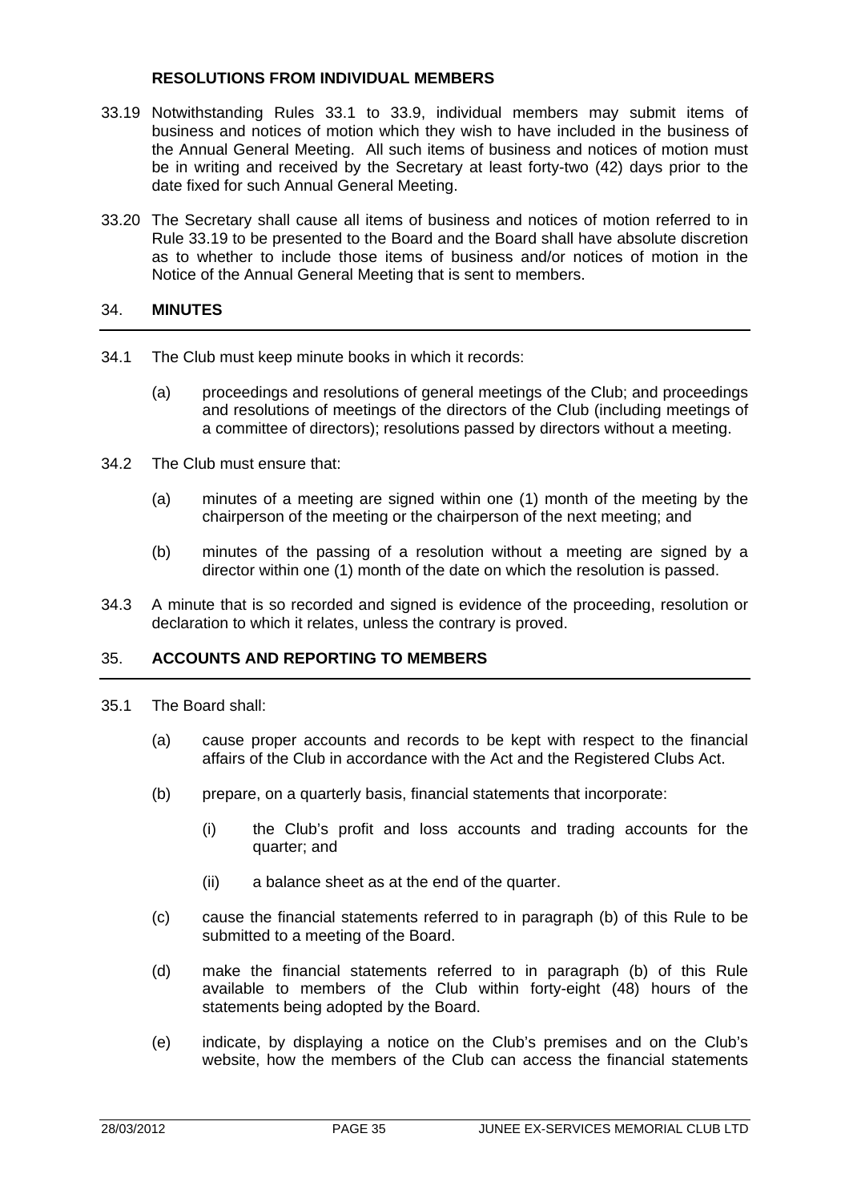**RESOLUTIONS FROM INDIVIDUAL MEMBERS**

33.19 Notwithstanding Rules 33.1 to 33.9, individual members may submit items of business and notices of motion which they wish to have included in the business of the Annual General Meeting. All such items of business and notices of motion must be in writing and received by the Secretary at least forty-two (42) days prior to the date fixed for such Annual General Meeting.

33.20 The Secretary shall cause all items of business and notices of motion referred to in Rule 33.19 to be presented to the Board and the Board shall have absolute discretion as to whether to include those items of business and/or notices of motion in the Notice of the Annual General Meeting that is sent to members.

## 34. MINUTES

34.1 The Club must keep minute books in which it records:

(a) proceedings and resolutions of general meetings of the Club; and proceedings and resolutions of meetings of the directors of the Club (including meetings of a committee of directors); resolutions passed by directors without a meeting.

34.2 The Club must ensure that:

(a) minutes of a meeting are signed within one (1) month of the meeting by the chairperson of the meeting or the chairperson of the next meeting; and

(b) minutes of the passing of a resolution without a meeting are signed by a director within one (1) month of the date on which the resolution is passed.

34.3 A minute that is so recorded and signed is evidence of the proceeding, resolution or declaration to which it relates, unless the contrary is proved.

## 35. ACCOUNTS AND REPORTING TO MEMBERS

35.1 The Board shall:

(a) cause proper accounts and records to be kept with respect to the financial affairs of the Club in accordance with the Act and the Registered Clubs Act.

(b) prepare, on a quarterly basis, financial statements that incorporate:

(i) the Club's profit and loss accounts and trading accounts for the quarter; and

(ii) a balance sheet as at the end of the quarter.

(c) cause the financial statements referred to in paragraph (b) of this Rule to be submitted to a meeting of the Board.

(d) make the financial statements referred to in paragraph (b) of this Rule available to members of the Club within forty-eight (48) hours of the statements being adopted by the Board.

(e) indicate, by displaying a notice on the Club's premises and on the Club's website, how the members of the Club can access the financial statements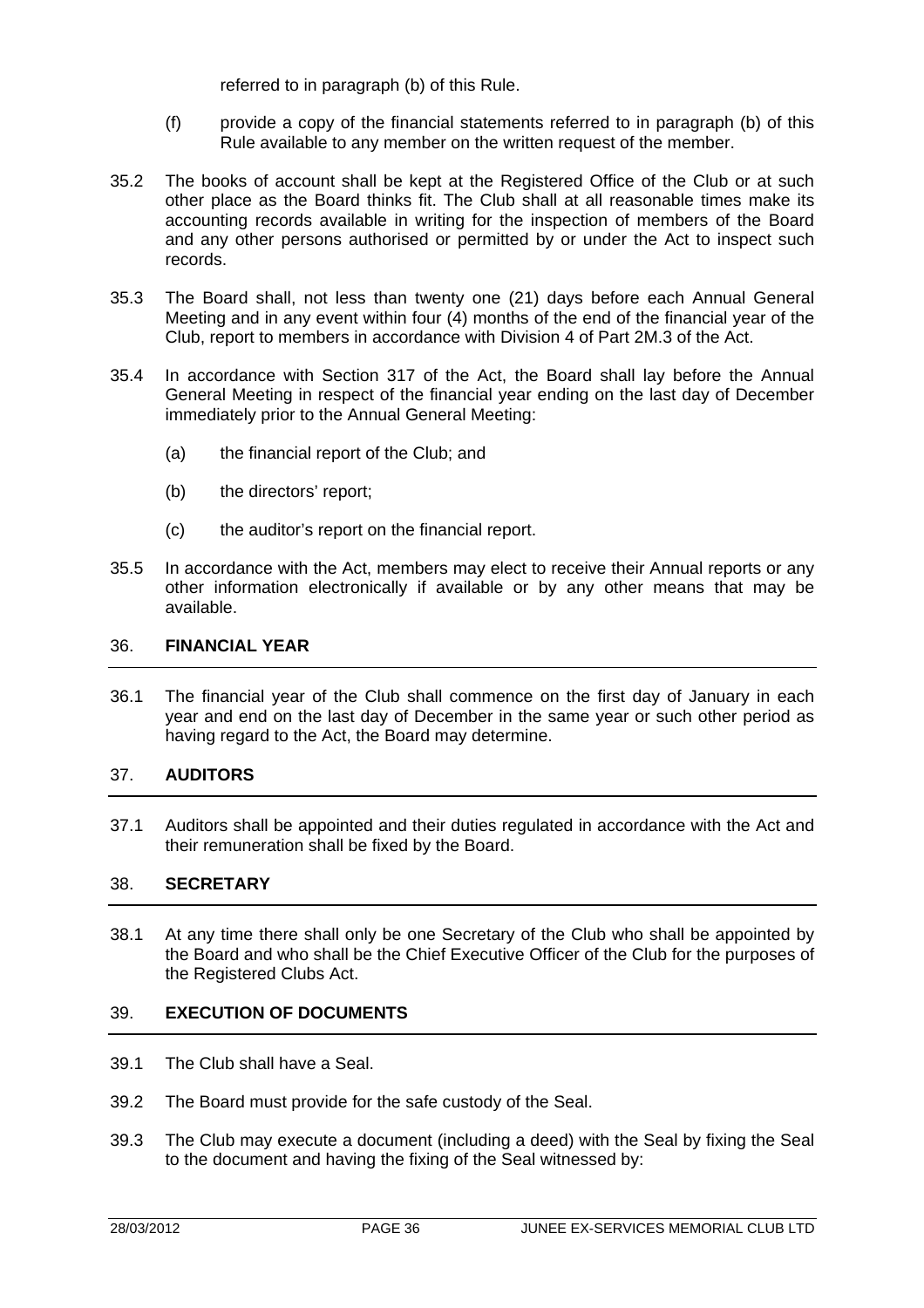referred to in paragraph (b) of this Rule.

(f) provide a copy of the financial statements referred to in paragraph (b) of this Rule available to any member on the written request of the member.

35.2 The books of account shall be kept at the Registered Office of the Club or at such other place as the Board thinks fit. The Club shall at all reasonable times make its accounting records available in writing for the inspection of members of the Board and any other persons authorised or permitted by or under the Act to inspect such records.

35.3 The Board shall, not less than twenty one (21) days before each Annual General Meeting and in any event within four (4) months of the end of the financial year of the Club, report to members in accordance with Division 4 of Part 2M.3 of the Act.

35.4 In accordance with Section 317 of the Act, the Board shall lay before the Annual General Meeting in respect of the financial year ending on the last day of December immediately prior to the Annual General Meeting:

(a) the financial report of the Club; and

(b) the directors' report;

(c) the auditor's report on the financial report.

35.5 In accordance with the Act, members may elect to receive their Annual reports or any other information electronically if available or by any other means that may be available.

## 36. FINANCIAL YEAR

36.1 The financial year of the Club shall commence on the first day of January in each year and end on the last day of December in the same year or such other period as having regard to the Act, the Board may determine.

## 37. AUDITORS

37.1 Auditors shall be appointed and their duties regulated in accordance with the Act and their remuneration shall be fixed by the Board.

## 38. SECRETARY

38.1 At any time there shall only be one Secretary of the Club who shall be appointed by the Board and who shall be the Chief Executive Officer of the Club for the purposes of the Registered Clubs Act.

## 39. EXECUTION OF DOCUMENTS

39.1 The Club shall have a Seal.

39.2 The Board must provide for the safe custody of the Seal.

39.3 The Club may execute a document (including a deed) with the Seal by fixing the Seal to the document and having the fixing of the Seal witnessed by: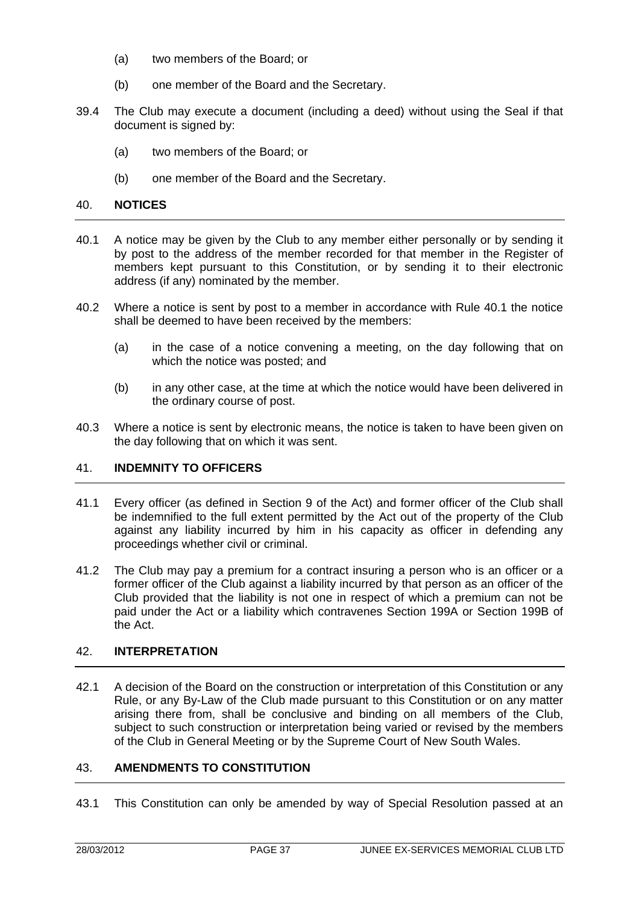(a) two members of the Board; or

(b) one member of the Board and the Secretary.

39.4 The Club may execute a document (including a deed) without using the Seal if that document is signed by:

(a) two members of the Board; or

(b) one member of the Board and the Secretary.

## 40. NOTICES

40.1 A notice may be given by the Club to any member either personally or by sending it by post to the address of the member recorded for that member in the Register of members kept pursuant to this Constitution, or by sending it to their electronic address (if any) nominated by the member.

40.2 Where a notice is sent by post to a member in accordance with Rule 40.1 the notice shall be deemed to have been received by the members:

(a) in the case of a notice convening a meeting, on the day following that on which the notice was posted; and

(b) in any other case, at the time at which the notice would have been delivered in the ordinary course of post.

40.3 Where a notice is sent by electronic means, the notice is taken to have been given on the day following that on which it was sent.

## 41. INDEMNITY TO OFFICERS

41.1 Every officer (as defined in Section 9 of the Act) and former officer of the Club shall be indemnified to the full extent permitted by the Act out of the property of the Club against any liability incurred by him in his capacity as officer in defending any proceedings whether civil or criminal.

41.2 The Club may pay a premium for a contract insuring a person who is an officer or a former officer of the Club against a liability incurred by that person as an officer of the Club provided that the liability is not one in respect of which a premium can not be paid under the Act or a liability which contravenes Section 199A or Section 199B of the Act.

## 42. INTERPRETATION

42.1 A decision of the Board on the construction or interpretation of this Constitution or any Rule, or any By-Law of the Club made pursuant to this Constitution or on any matter arising there from, shall be conclusive and binding on all members of the Club, subject to such construction or interpretation being varied or revised by the members of the Club in General Meeting or by the Supreme Court of New South Wales.

## 43. AMENDMENTS TO CONSTITUTION

43.1 This Constitution can only be amended by way of Special Resolution passed at an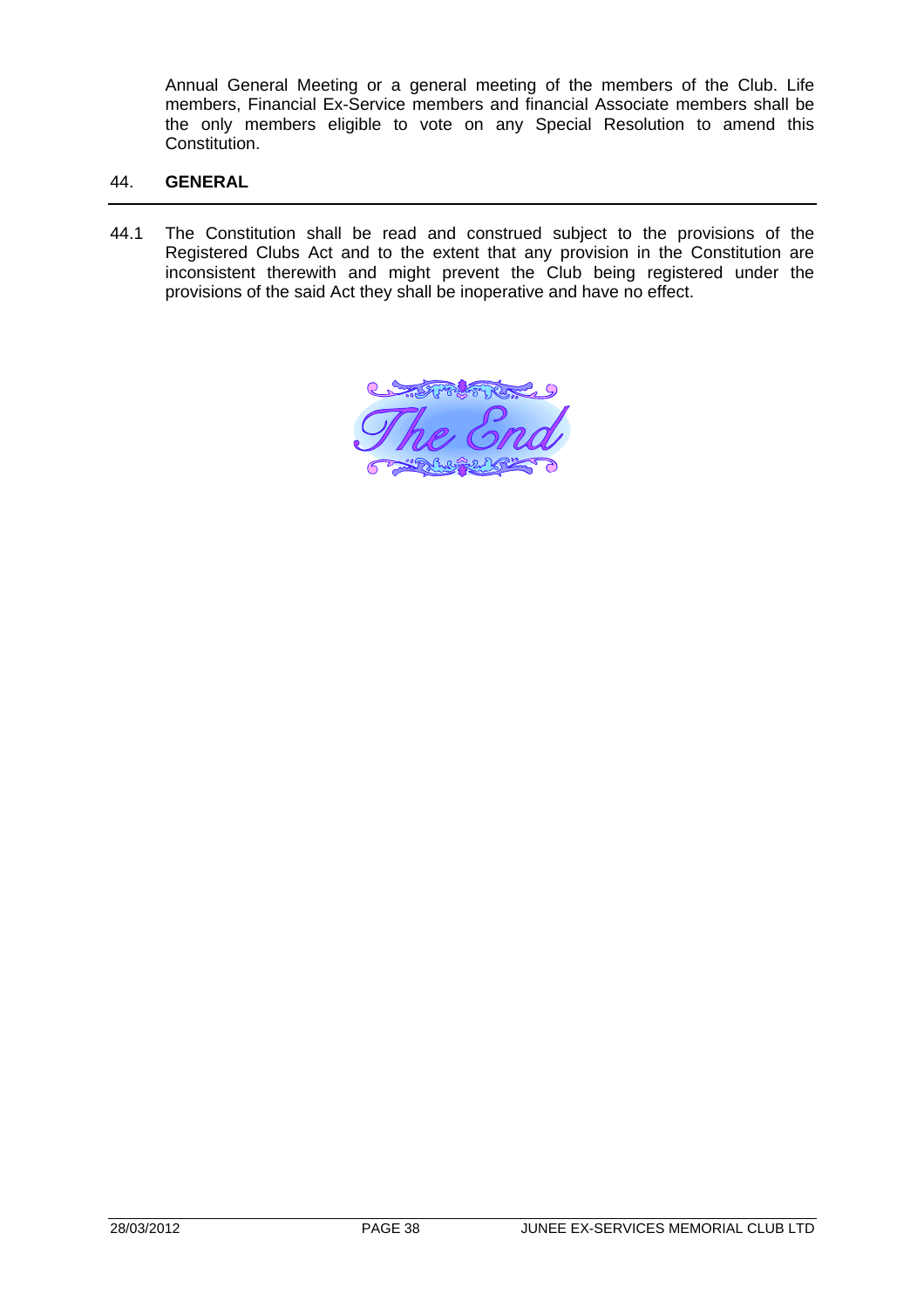Annual General Meeting or a general meeting of the members of the Club. Life members, Financial Ex-Service members and financial Associate members shall be the only members eligible to vote on any Special Resolution to amend this Constitution.

## 44. GENERAL

44.1 The Constitution shall be read and construed subject to the provisions of the Registered Clubs Act and to the extent that any provision in the Constitution are inconsistent therewith and might prevent the Club being registered under the provisions of the said Act they shall be inoperative and have no effect.

The End